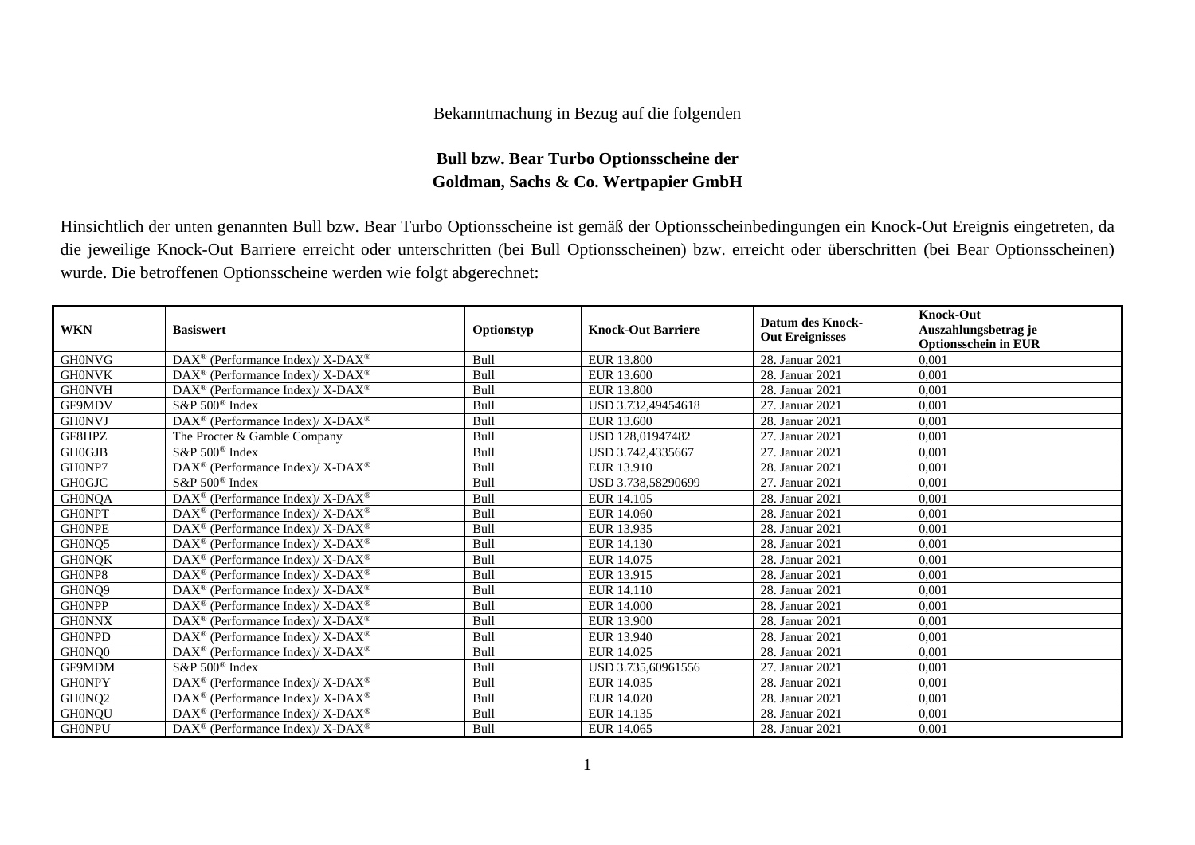Bekanntmachung in Bezug auf die folgenden

**Bull bzw. Bear Turbo Optionsscheine der Goldman, Sachs & Co. Wertpapier GmbH**

Hinsichtlich der unten genannten Bull bzw. Bear Turbo Optionsscheine ist gemäß der Optionsscheinbedingungen ein Knock-Out Ereignis eingetreten, da die jeweilige Knock-Out Barriere erreicht oder unterschritten (bei Bull Optionsscheinen) bzw. erreicht oder überschritten (bei Bear Optionsscheinen) wurde. Die betroffenen Optionsscheine werden wie folgt abgerechnet:

| WKN | Basiswert | Optionstyp | Knock-Out Barriere | Datum des Knock-Out Ereignisses | Knock-Out Auszahlungsbetrag je Optionsschein in EUR |
|---|---|---|---|---|---|
| GH0NVG | DAX® (Performance Index)/ X-DAX® | Bull | EUR 13.800 | 28. Januar 2021 | 0,001 |
| GH0NVK | DAX® (Performance Index)/ X-DAX® | Bull | EUR 13.600 | 28. Januar 2021 | 0,001 |
| GH0NVH | DAX® (Performance Index)/ X-DAX® | Bull | EUR 13.800 | 28. Januar 2021 | 0,001 |
| GF9MDV | S&P 500® Index | Bull | USD 3.732,49454618 | 27. Januar 2021 | 0,001 |
| GH0NVJ | DAX® (Performance Index)/ X-DAX® | Bull | EUR 13.600 | 28. Januar 2021 | 0,001 |
| GF8HPZ | The Procter & Gamble Company | Bull | USD 128,01947482 | 27. Januar 2021 | 0,001 |
| GH0GJB | S&P 500® Index | Bull | USD 3.742,4335667 | 27. Januar 2021 | 0,001 |
| GH0NP7 | DAX® (Performance Index)/ X-DAX® | Bull | EUR 13.910 | 28. Januar 2021 | 0,001 |
| GH0GJC | S&P 500® Index | Bull | USD 3.738,58290699 | 27. Januar 2021 | 0,001 |
| GH0NQA | DAX® (Performance Index)/ X-DAX® | Bull | EUR 14.105 | 28. Januar 2021 | 0,001 |
| GH0NPT | DAX® (Performance Index)/ X-DAX® | Bull | EUR 14.060 | 28. Januar 2021 | 0,001 |
| GH0NPE | DAX® (Performance Index)/ X-DAX® | Bull | EUR 13.935 | 28. Januar 2021 | 0,001 |
| GH0NQ5 | DAX® (Performance Index)/ X-DAX® | Bull | EUR 14.130 | 28. Januar 2021 | 0,001 |
| GH0NQK | DAX® (Performance Index)/ X-DAX® | Bull | EUR 14.075 | 28. Januar 2021 | 0,001 |
| GH0NP8 | DAX® (Performance Index)/ X-DAX® | Bull | EUR 13.915 | 28. Januar 2021 | 0,001 |
| GH0NQ9 | DAX® (Performance Index)/ X-DAX® | Bull | EUR 14.110 | 28. Januar 2021 | 0,001 |
| GH0NPP | DAX® (Performance Index)/ X-DAX® | Bull | EUR 14.000 | 28. Januar 2021 | 0,001 |
| GH0NNX | DAX® (Performance Index)/ X-DAX® | Bull | EUR 13.900 | 28. Januar 2021 | 0,001 |
| GH0NPD | DAX® (Performance Index)/ X-DAX® | Bull | EUR 13.940 | 28. Januar 2021 | 0,001 |
| GH0NQ0 | DAX® (Performance Index)/ X-DAX® | Bull | EUR 14.025 | 28. Januar 2021 | 0,001 |
| GF9MDM | S&P 500® Index | Bull | USD 3.735,60961556 | 27. Januar 2021 | 0,001 |
| GH0NPY | DAX® (Performance Index)/ X-DAX® | Bull | EUR 14.035 | 28. Januar 2021 | 0,001 |
| GH0NQ2 | DAX® (Performance Index)/ X-DAX® | Bull | EUR 14.020 | 28. Januar 2021 | 0,001 |
| GH0NQU | DAX® (Performance Index)/ X-DAX® | Bull | EUR 14.135 | 28. Januar 2021 | 0,001 |
| GH0NPU | DAX® (Performance Index)/ X-DAX® | Bull | EUR 14.065 | 28. Januar 2021 | 0,001 |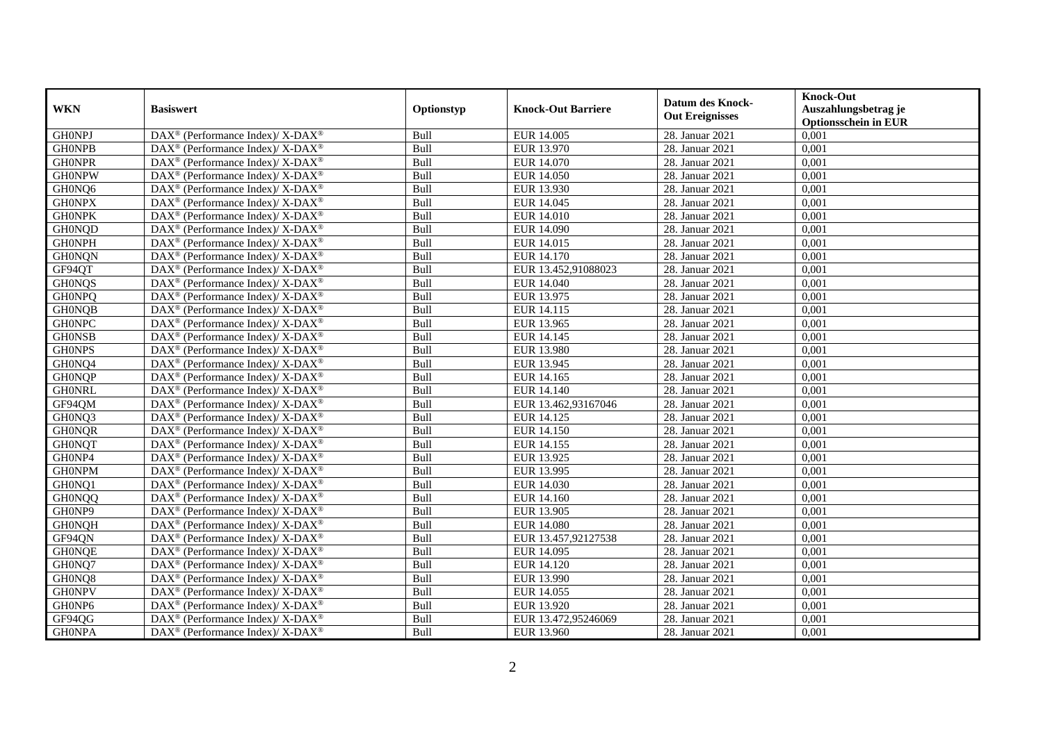| WKN | Basiswert | Optionstyp | Knock-Out Barriere | Datum des Knock-Out Ereignisses | Knock-Out Auszahlungsbetrag je Optionsschein in EUR |
|---|---|---|---|---|---|
| GH0NPJ | DAX® (Performance Index)/ X-DAX® | Bull | EUR 14.005 | 28. Januar 2021 | 0,001 |
| GH0NPB | DAX® (Performance Index)/ X-DAX® | Bull | EUR 13.970 | 28. Januar 2021 | 0,001 |
| GH0NPR | DAX® (Performance Index)/ X-DAX® | Bull | EUR 14.070 | 28. Januar 2021 | 0,001 |
| GH0NPW | DAX® (Performance Index)/ X-DAX® | Bull | EUR 14.050 | 28. Januar 2021 | 0,001 |
| GH0NQ6 | DAX® (Performance Index)/ X-DAX® | Bull | EUR 13.930 | 28. Januar 2021 | 0,001 |
| GH0NPX | DAX® (Performance Index)/ X-DAX® | Bull | EUR 14.045 | 28. Januar 2021 | 0,001 |
| GH0NPK | DAX® (Performance Index)/ X-DAX® | Bull | EUR 14.010 | 28. Januar 2021 | 0,001 |
| GH0NQD | DAX® (Performance Index)/ X-DAX® | Bull | EUR 14.090 | 28. Januar 2021 | 0,001 |
| GH0NPH | DAX® (Performance Index)/ X-DAX® | Bull | EUR 14.015 | 28. Januar 2021 | 0,001 |
| GH0NQN | DAX® (Performance Index)/ X-DAX® | Bull | EUR 14.170 | 28. Januar 2021 | 0,001 |
| GF94QT | DAX® (Performance Index)/ X-DAX® | Bull | EUR 13.452,91088023 | 28. Januar 2021 | 0,001 |
| GH0NQS | DAX® (Performance Index)/ X-DAX® | Bull | EUR 14.040 | 28. Januar 2021 | 0,001 |
| GH0NPQ | DAX® (Performance Index)/ X-DAX® | Bull | EUR 13.975 | 28. Januar 2021 | 0,001 |
| GH0NQB | DAX® (Performance Index)/ X-DAX® | Bull | EUR 14.115 | 28. Januar 2021 | 0,001 |
| GH0NPC | DAX® (Performance Index)/ X-DAX® | Bull | EUR 13.965 | 28. Januar 2021 | 0,001 |
| GH0NSB | DAX® (Performance Index)/ X-DAX® | Bull | EUR 14.145 | 28. Januar 2021 | 0,001 |
| GH0NPS | DAX® (Performance Index)/ X-DAX® | Bull | EUR 13.980 | 28. Januar 2021 | 0,001 |
| GH0NQ4 | DAX® (Performance Index)/ X-DAX® | Bull | EUR 13.945 | 28. Januar 2021 | 0,001 |
| GH0NQP | DAX® (Performance Index)/ X-DAX® | Bull | EUR 14.165 | 28. Januar 2021 | 0,001 |
| GH0NRL | DAX® (Performance Index)/ X-DAX® | Bull | EUR 14.140 | 28. Januar 2021 | 0,001 |
| GF94QM | DAX® (Performance Index)/ X-DAX® | Bull | EUR 13.462,93167046 | 28. Januar 2021 | 0,001 |
| GH0NQ3 | DAX® (Performance Index)/ X-DAX® | Bull | EUR 14.125 | 28. Januar 2021 | 0,001 |
| GH0NQR | DAX® (Performance Index)/ X-DAX® | Bull | EUR 14.150 | 28. Januar 2021 | 0,001 |
| GH0NQT | DAX® (Performance Index)/ X-DAX® | Bull | EUR 14.155 | 28. Januar 2021 | 0,001 |
| GH0NP4 | DAX® (Performance Index)/ X-DAX® | Bull | EUR 13.925 | 28. Januar 2021 | 0,001 |
| GH0NPM | DAX® (Performance Index)/ X-DAX® | Bull | EUR 13.995 | 28. Januar 2021 | 0,001 |
| GH0NQ1 | DAX® (Performance Index)/ X-DAX® | Bull | EUR 14.030 | 28. Januar 2021 | 0,001 |
| GH0NQQ | DAX® (Performance Index)/ X-DAX® | Bull | EUR 14.160 | 28. Januar 2021 | 0,001 |
| GH0NP9 | DAX® (Performance Index)/ X-DAX® | Bull | EUR 13.905 | 28. Januar 2021 | 0,001 |
| GH0NQH | DAX® (Performance Index)/ X-DAX® | Bull | EUR 14.080 | 28. Januar 2021 | 0,001 |
| GF94QN | DAX® (Performance Index)/ X-DAX® | Bull | EUR 13.457,92127538 | 28. Januar 2021 | 0,001 |
| GH0NQE | DAX® (Performance Index)/ X-DAX® | Bull | EUR 14.095 | 28. Januar 2021 | 0,001 |
| GH0NQ7 | DAX® (Performance Index)/ X-DAX® | Bull | EUR 14.120 | 28. Januar 2021 | 0,001 |
| GH0NQ8 | DAX® (Performance Index)/ X-DAX® | Bull | EUR 13.990 | 28. Januar 2021 | 0,001 |
| GH0NPV | DAX® (Performance Index)/ X-DAX® | Bull | EUR 14.055 | 28. Januar 2021 | 0,001 |
| GH0NP6 | DAX® (Performance Index)/ X-DAX® | Bull | EUR 13.920 | 28. Januar 2021 | 0,001 |
| GF94QG | DAX® (Performance Index)/ X-DAX® | Bull | EUR 13.472,95246069 | 28. Januar 2021 | 0,001 |
| GH0NPA | DAX® (Performance Index)/ X-DAX® | Bull | EUR 13.960 | 28. Januar 2021 | 0,001 |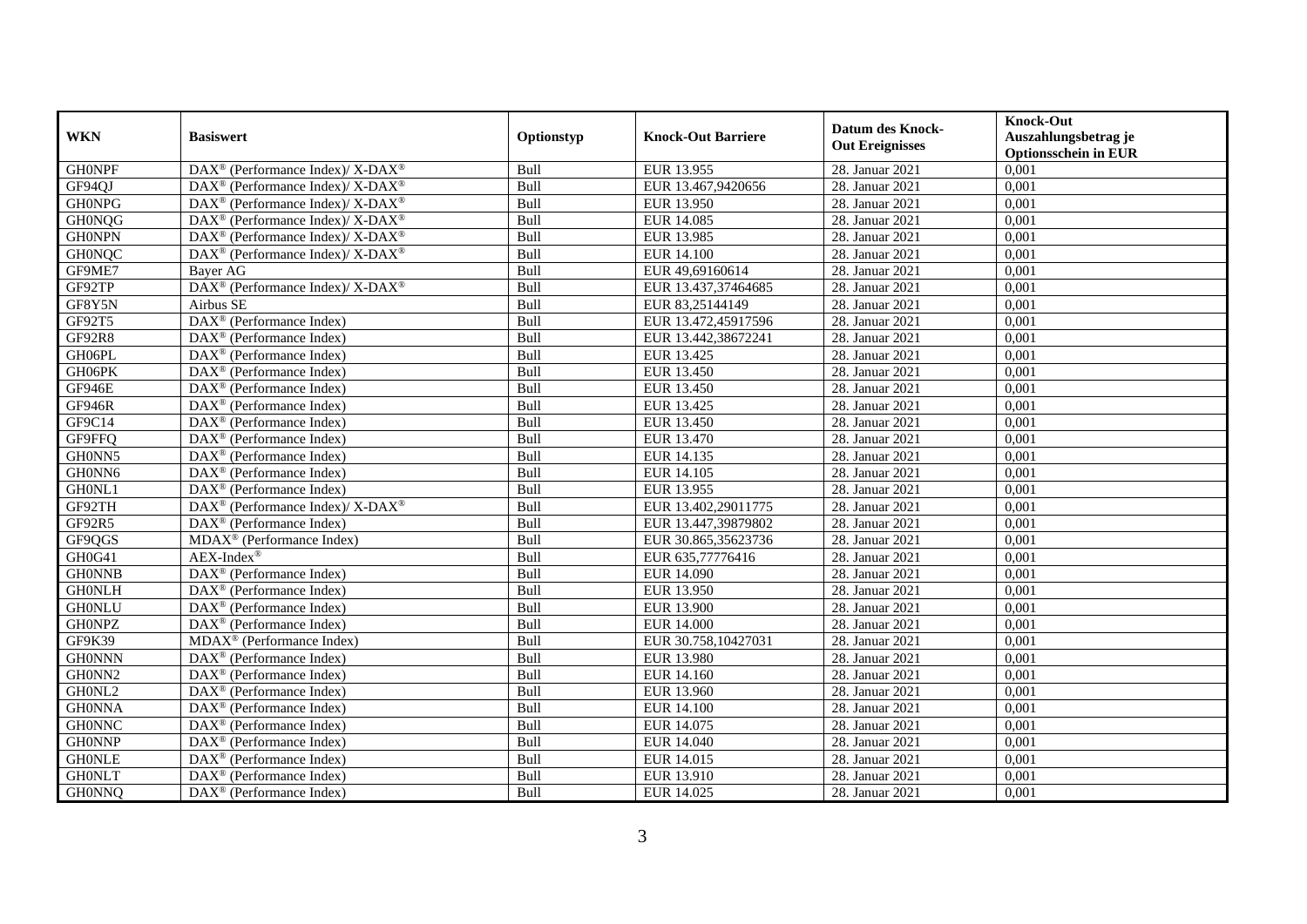| WKN | Basiswert | Optionstyp | Knock-Out Barriere | Datum des Knock-Out Ereignisses | Knock-Out Auszahlungsbetrag je Optionsschein in EUR |
|---|---|---|---|---|---|
| GH0NPF | DAX® (Performance Index)/ X-DAX® | Bull | EUR 13.955 | 28. Januar 2021 | 0,001 |
| GF94QJ | DAX® (Performance Index)/ X-DAX® | Bull | EUR 13.467,9420656 | 28. Januar 2021 | 0,001 |
| GH0NPG | DAX® (Performance Index)/ X-DAX® | Bull | EUR 13.950 | 28. Januar 2021 | 0,001 |
| GH0NQG | DAX® (Performance Index)/ X-DAX® | Bull | EUR 14.085 | 28. Januar 2021 | 0,001 |
| GH0NPN | DAX® (Performance Index)/ X-DAX® | Bull | EUR 13.985 | 28. Januar 2021 | 0,001 |
| GH0NQC | DAX® (Performance Index)/ X-DAX® | Bull | EUR 14.100 | 28. Januar 2021 | 0,001 |
| GF9ME7 | Bayer AG | Bull | EUR 49,69160614 | 28. Januar 2021 | 0,001 |
| GF92TP | DAX® (Performance Index)/ X-DAX® | Bull | EUR 13.437,37464685 | 28. Januar 2021 | 0,001 |
| GF8Y5N | Airbus SE | Bull | EUR 83,25144149 | 28. Januar 2021 | 0,001 |
| GF92T5 | DAX® (Performance Index) | Bull | EUR 13.472,45917596 | 28. Januar 2021 | 0,001 |
| GF92R8 | DAX® (Performance Index) | Bull | EUR 13.442,38672241 | 28. Januar 2021 | 0,001 |
| GH06PL | DAX® (Performance Index) | Bull | EUR 13.425 | 28. Januar 2021 | 0,001 |
| GH06PK | DAX® (Performance Index) | Bull | EUR 13.450 | 28. Januar 2021 | 0,001 |
| GF946E | DAX® (Performance Index) | Bull | EUR 13.450 | 28. Januar 2021 | 0,001 |
| GF946R | DAX® (Performance Index) | Bull | EUR 13.425 | 28. Januar 2021 | 0,001 |
| GF9C14 | DAX® (Performance Index) | Bull | EUR 13.450 | 28. Januar 2021 | 0,001 |
| GF9FFQ | DAX® (Performance Index) | Bull | EUR 13.470 | 28. Januar 2021 | 0,001 |
| GH0NN5 | DAX® (Performance Index) | Bull | EUR 14.135 | 28. Januar 2021 | 0,001 |
| GH0NN6 | DAX® (Performance Index) | Bull | EUR 14.105 | 28. Januar 2021 | 0,001 |
| GH0NL1 | DAX® (Performance Index) | Bull | EUR 13.955 | 28. Januar 2021 | 0,001 |
| GF92TH | DAX® (Performance Index)/ X-DAX® | Bull | EUR 13.402,29011775 | 28. Januar 2021 | 0,001 |
| GF92R5 | DAX® (Performance Index) | Bull | EUR 13.447,39879802 | 28. Januar 2021 | 0,001 |
| GF9QGS | MDAX® (Performance Index) | Bull | EUR 30.865,35623736 | 28. Januar 2021 | 0,001 |
| GH0G41 | AEX-Index® | Bull | EUR 635,77776416 | 28. Januar 2021 | 0,001 |
| GH0NNB | DAX® (Performance Index) | Bull | EUR 14.090 | 28. Januar 2021 | 0,001 |
| GH0NLH | DAX® (Performance Index) | Bull | EUR 13.950 | 28. Januar 2021 | 0,001 |
| GH0NLU | DAX® (Performance Index) | Bull | EUR 13.900 | 28. Januar 2021 | 0,001 |
| GH0NPZ | DAX® (Performance Index) | Bull | EUR 14.000 | 28. Januar 2021 | 0,001 |
| GF9K39 | MDAX® (Performance Index) | Bull | EUR 30.758,10427031 | 28. Januar 2021 | 0,001 |
| GH0NNN | DAX® (Performance Index) | Bull | EUR 13.980 | 28. Januar 2021 | 0,001 |
| GH0NN2 | DAX® (Performance Index) | Bull | EUR 14.160 | 28. Januar 2021 | 0,001 |
| GH0NL2 | DAX® (Performance Index) | Bull | EUR 13.960 | 28. Januar 2021 | 0,001 |
| GH0NNA | DAX® (Performance Index) | Bull | EUR 14.100 | 28. Januar 2021 | 0,001 |
| GH0NNC | DAX® (Performance Index) | Bull | EUR 14.075 | 28. Januar 2021 | 0,001 |
| GH0NNP | DAX® (Performance Index) | Bull | EUR 14.040 | 28. Januar 2021 | 0,001 |
| GH0NLE | DAX® (Performance Index) | Bull | EUR 14.015 | 28. Januar 2021 | 0,001 |
| GH0NLT | DAX® (Performance Index) | Bull | EUR 13.910 | 28. Januar 2021 | 0,001 |
| GH0NNQ | DAX® (Performance Index) | Bull | EUR 14.025 | 28. Januar 2021 | 0,001 |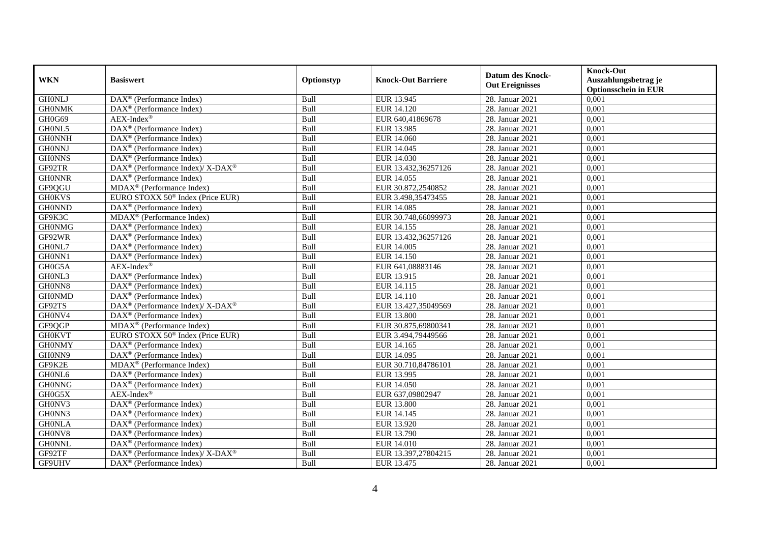| WKN | Basiswert | Optionstyp | Knock-Out Barriere | Datum des Knock-Out Ereignisses | Knock-Out Auszahlungsbetrag je Optionsschein in EUR |
|---|---|---|---|---|---|
| GH0NLJ | DAX® (Performance Index) | Bull | EUR 13.945 | 28. Januar 2021 | 0,001 |
| GH0NMK | DAX® (Performance Index) | Bull | EUR 14.120 | 28. Januar 2021 | 0,001 |
| GH0G69 | AEX-Index® | Bull | EUR 640,41869678 | 28. Januar 2021 | 0,001 |
| GH0NL5 | DAX® (Performance Index) | Bull | EUR 13.985 | 28. Januar 2021 | 0,001 |
| GH0NNH | DAX® (Performance Index) | Bull | EUR 14.060 | 28. Januar 2021 | 0,001 |
| GH0NNJ | DAX® (Performance Index) | Bull | EUR 14.045 | 28. Januar 2021 | 0,001 |
| GH0NNS | DAX® (Performance Index) | Bull | EUR 14.030 | 28. Januar 2021 | 0,001 |
| GF92TR | DAX® (Performance Index)/ X-DAX® | Bull | EUR 13.432,36257126 | 28. Januar 2021 | 0,001 |
| GH0NNR | DAX® (Performance Index) | Bull | EUR 14.055 | 28. Januar 2021 | 0,001 |
| GF9QGU | MDAX® (Performance Index) | Bull | EUR 30.872,2540852 | 28. Januar 2021 | 0,001 |
| GH0KVS | EURO STOXX 50® Index (Price EUR) | Bull | EUR 3.498,35473455 | 28. Januar 2021 | 0,001 |
| GH0NND | DAX® (Performance Index) | Bull | EUR 14.085 | 28. Januar 2021 | 0,001 |
| GF9K3C | MDAX® (Performance Index) | Bull | EUR 30.748,66099973 | 28. Januar 2021 | 0,001 |
| GH0NMG | DAX® (Performance Index) | Bull | EUR 14.155 | 28. Januar 2021 | 0,001 |
| GF92WR | DAX® (Performance Index) | Bull | EUR 13.432,36257126 | 28. Januar 2021 | 0,001 |
| GH0NL7 | DAX® (Performance Index) | Bull | EUR 14.005 | 28. Januar 2021 | 0,001 |
| GH0NN1 | DAX® (Performance Index) | Bull | EUR 14.150 | 28. Januar 2021 | 0,001 |
| GH0G5A | AEX-Index® | Bull | EUR 641,08883146 | 28. Januar 2021 | 0,001 |
| GH0NL3 | DAX® (Performance Index) | Bull | EUR 13.915 | 28. Januar 2021 | 0,001 |
| GH0NN8 | DAX® (Performance Index) | Bull | EUR 14.115 | 28. Januar 2021 | 0,001 |
| GH0NMD | DAX® (Performance Index) | Bull | EUR 14.110 | 28. Januar 2021 | 0,001 |
| GF92TS | DAX® (Performance Index)/ X-DAX® | Bull | EUR 13.427,35049569 | 28. Januar 2021 | 0,001 |
| GH0NV4 | DAX® (Performance Index) | Bull | EUR 13.800 | 28. Januar 2021 | 0,001 |
| GF9QGP | MDAX® (Performance Index) | Bull | EUR 30.875,69800341 | 28. Januar 2021 | 0,001 |
| GH0KVT | EURO STOXX 50® Index (Price EUR) | Bull | EUR 3.494,79449566 | 28. Januar 2021 | 0,001 |
| GH0NMY | DAX® (Performance Index) | Bull | EUR 14.165 | 28. Januar 2021 | 0,001 |
| GH0NN9 | DAX® (Performance Index) | Bull | EUR 14.095 | 28. Januar 2021 | 0,001 |
| GF9K2E | MDAX® (Performance Index) | Bull | EUR 30.710,84786101 | 28. Januar 2021 | 0,001 |
| GH0NL6 | DAX® (Performance Index) | Bull | EUR 13.995 | 28. Januar 2021 | 0,001 |
| GH0NNG | DAX® (Performance Index) | Bull | EUR 14.050 | 28. Januar 2021 | 0,001 |
| GH0G5X | AEX-Index® | Bull | EUR 637,09802947 | 28. Januar 2021 | 0,001 |
| GH0NV3 | DAX® (Performance Index) | Bull | EUR 13.800 | 28. Januar 2021 | 0,001 |
| GH0NN3 | DAX® (Performance Index) | Bull | EUR 14.145 | 28. Januar 2021 | 0,001 |
| GH0NLA | DAX® (Performance Index) | Bull | EUR 13.920 | 28. Januar 2021 | 0,001 |
| GH0NV8 | DAX® (Performance Index) | Bull | EUR 13.790 | 28. Januar 2021 | 0,001 |
| GH0NNL | DAX® (Performance Index) | Bull | EUR 14.010 | 28. Januar 2021 | 0,001 |
| GF92TF | DAX® (Performance Index)/ X-DAX® | Bull | EUR 13.397,27804215 | 28. Januar 2021 | 0,001 |
| GF9UHV | DAX® (Performance Index) | Bull | EUR 13.475 | 28. Januar 2021 | 0,001 |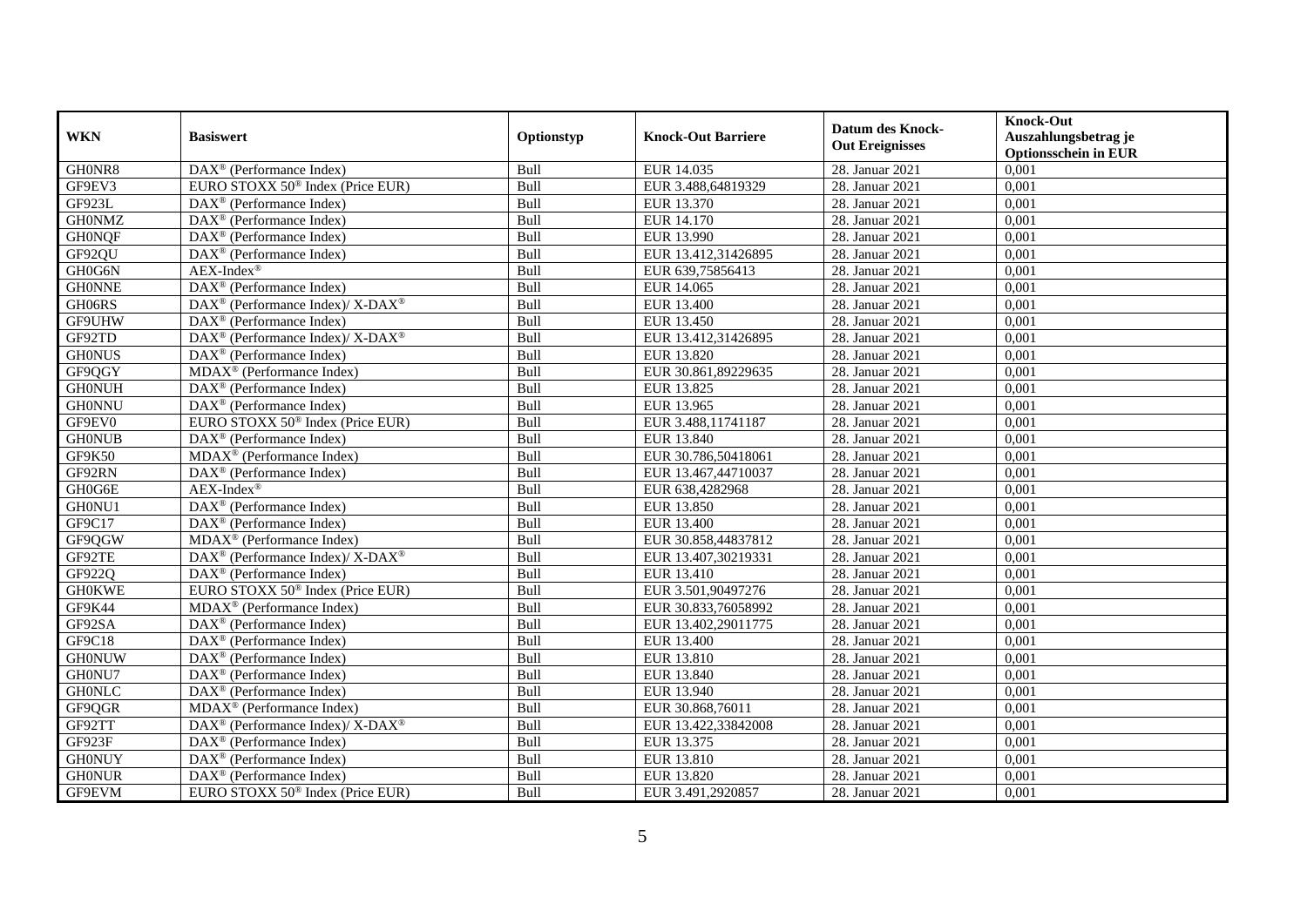| WKN | Basiswert | Optionstyp | Knock-Out Barriere | Datum des Knock-Out Ereignisses | Knock-Out Auszahlungsbetrag je Optionsschein in EUR |
|---|---|---|---|---|---|
| GH0NR8 | DAX® (Performance Index) | Bull | EUR 14.035 | 28. Januar 2021 | 0,001 |
| GF9EV3 | EURO STOXX 50® Index (Price EUR) | Bull | EUR 3.488,64819329 | 28. Januar 2021 | 0,001 |
| GF923L | DAX® (Performance Index) | Bull | EUR 13.370 | 28. Januar 2021 | 0,001 |
| GH0NMZ | DAX® (Performance Index) | Bull | EUR 14.170 | 28. Januar 2021 | 0,001 |
| GH0NQF | DAX® (Performance Index) | Bull | EUR 13.990 | 28. Januar 2021 | 0,001 |
| GF92QU | DAX® (Performance Index) | Bull | EUR 13.412,31426895 | 28. Januar 2021 | 0,001 |
| GH0G6N | AEX-Index® | Bull | EUR 639,75856413 | 28. Januar 2021 | 0,001 |
| GH0NNE | DAX® (Performance Index) | Bull | EUR 14.065 | 28. Januar 2021 | 0,001 |
| GH06RS | DAX® (Performance Index)/ X-DAX® | Bull | EUR 13.400 | 28. Januar 2021 | 0,001 |
| GF9UHW | DAX® (Performance Index) | Bull | EUR 13.450 | 28. Januar 2021 | 0,001 |
| GF92TD | DAX® (Performance Index)/ X-DAX® | Bull | EUR 13.412,31426895 | 28. Januar 2021 | 0,001 |
| GH0NUS | DAX® (Performance Index) | Bull | EUR 13.820 | 28. Januar 2021 | 0,001 |
| GF9QGY | MDAX® (Performance Index) | Bull | EUR 30.861,89229635 | 28. Januar 2021 | 0,001 |
| GH0NUH | DAX® (Performance Index) | Bull | EUR 13.825 | 28. Januar 2021 | 0,001 |
| GH0NNU | DAX® (Performance Index) | Bull | EUR 13.965 | 28. Januar 2021 | 0,001 |
| GF9EV0 | EURO STOXX 50® Index (Price EUR) | Bull | EUR 3.488,11741187 | 28. Januar 2021 | 0,001 |
| GH0NUB | DAX® (Performance Index) | Bull | EUR 13.840 | 28. Januar 2021 | 0,001 |
| GF9K50 | MDAX® (Performance Index) | Bull | EUR 30.786,50418061 | 28. Januar 2021 | 0,001 |
| GF92RN | DAX® (Performance Index) | Bull | EUR 13.467,44710037 | 28. Januar 2021 | 0,001 |
| GH0G6E | AEX-Index® | Bull | EUR 638,4282968 | 28. Januar 2021 | 0,001 |
| GH0NU1 | DAX® (Performance Index) | Bull | EUR 13.850 | 28. Januar 2021 | 0,001 |
| GF9C17 | DAX® (Performance Index) | Bull | EUR 13.400 | 28. Januar 2021 | 0,001 |
| GF9QGW | MDAX® (Performance Index) | Bull | EUR 30.858,44837812 | 28. Januar 2021 | 0,001 |
| GF92TE | DAX® (Performance Index)/ X-DAX® | Bull | EUR 13.407,30219331 | 28. Januar 2021 | 0,001 |
| GF922Q | DAX® (Performance Index) | Bull | EUR 13.410 | 28. Januar 2021 | 0,001 |
| GH0KWE | EURO STOXX 50® Index (Price EUR) | Bull | EUR 3.501,90497276 | 28. Januar 2021 | 0,001 |
| GF9K44 | MDAX® (Performance Index) | Bull | EUR 30.833,76058992 | 28. Januar 2021 | 0,001 |
| GF92SA | DAX® (Performance Index) | Bull | EUR 13.402,29011775 | 28. Januar 2021 | 0,001 |
| GF9C18 | DAX® (Performance Index) | Bull | EUR 13.400 | 28. Januar 2021 | 0,001 |
| GH0NUW | DAX® (Performance Index) | Bull | EUR 13.810 | 28. Januar 2021 | 0,001 |
| GH0NU7 | DAX® (Performance Index) | Bull | EUR 13.840 | 28. Januar 2021 | 0,001 |
| GH0NLC | DAX® (Performance Index) | Bull | EUR 13.940 | 28. Januar 2021 | 0,001 |
| GF9QGR | MDAX® (Performance Index) | Bull | EUR 30.868,76011 | 28. Januar 2021 | 0,001 |
| GF92TT | DAX® (Performance Index)/ X-DAX® | Bull | EUR 13.422,33842008 | 28. Januar 2021 | 0,001 |
| GF923F | DAX® (Performance Index) | Bull | EUR 13.375 | 28. Januar 2021 | 0,001 |
| GH0NUY | DAX® (Performance Index) | Bull | EUR 13.810 | 28. Januar 2021 | 0,001 |
| GH0NUR | DAX® (Performance Index) | Bull | EUR 13.820 | 28. Januar 2021 | 0,001 |
| GF9EVM | EURO STOXX 50® Index (Price EUR) | Bull | EUR 3.491,2920857 | 28. Januar 2021 | 0,001 |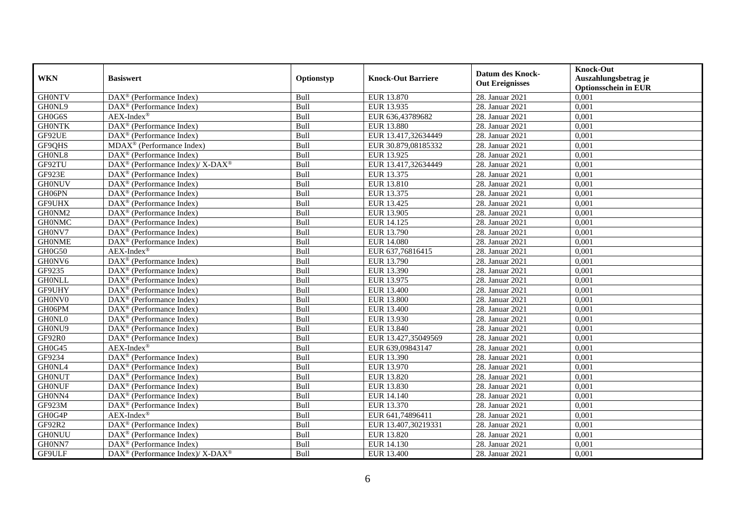| WKN | Basiswert | Optionstyp | Knock-Out Barriere | Datum des Knock-Out Ereignisses | Knock-Out Auszahlungsbetrag je Optionsschein in EUR |
|---|---|---|---|---|---|
| GH0NTV | DAX® (Performance Index) | Bull | EUR 13.870 | 28. Januar 2021 | 0,001 |
| GH0NL9 | DAX® (Performance Index) | Bull | EUR 13.935 | 28. Januar 2021 | 0,001 |
| GH0G6S | AEX-Index® | Bull | EUR 636,43789682 | 28. Januar 2021 | 0,001 |
| GH0NTK | DAX® (Performance Index) | Bull | EUR 13.880 | 28. Januar 2021 | 0,001 |
| GF92UE | DAX® (Performance Index) | Bull | EUR 13.417,32634449 | 28. Januar 2021 | 0,001 |
| GF9QHS | MDAX® (Performance Index) | Bull | EUR 30.879,08185332 | 28. Januar 2021 | 0,001 |
| GH0NL8 | DAX® (Performance Index) | Bull | EUR 13.925 | 28. Januar 2021 | 0,001 |
| GF92TU | DAX® (Performance Index)/ X-DAX® | Bull | EUR 13.417,32634449 | 28. Januar 2021 | 0,001 |
| GF923E | DAX® (Performance Index) | Bull | EUR 13.375 | 28. Januar 2021 | 0,001 |
| GH0NUV | DAX® (Performance Index) | Bull | EUR 13.810 | 28. Januar 2021 | 0,001 |
| GH06PN | DAX® (Performance Index) | Bull | EUR 13.375 | 28. Januar 2021 | 0,001 |
| GF9UHX | DAX® (Performance Index) | Bull | EUR 13.425 | 28. Januar 2021 | 0,001 |
| GH0NM2 | DAX® (Performance Index) | Bull | EUR 13.905 | 28. Januar 2021 | 0,001 |
| GH0NMC | DAX® (Performance Index) | Bull | EUR 14.125 | 28. Januar 2021 | 0,001 |
| GH0NV7 | DAX® (Performance Index) | Bull | EUR 13.790 | 28. Januar 2021 | 0,001 |
| GH0NME | DAX® (Performance Index) | Bull | EUR 14.080 | 28. Januar 2021 | 0,001 |
| GH0G50 | AEX-Index® | Bull | EUR 637,76816415 | 28. Januar 2021 | 0,001 |
| GH0NV6 | DAX® (Performance Index) | Bull | EUR 13.790 | 28. Januar 2021 | 0,001 |
| GF9235 | DAX® (Performance Index) | Bull | EUR 13.390 | 28. Januar 2021 | 0,001 |
| GH0NLL | DAX® (Performance Index) | Bull | EUR 13.975 | 28. Januar 2021 | 0,001 |
| GF9UHY | DAX® (Performance Index) | Bull | EUR 13.400 | 28. Januar 2021 | 0,001 |
| GH0NV0 | DAX® (Performance Index) | Bull | EUR 13.800 | 28. Januar 2021 | 0,001 |
| GH06PM | DAX® (Performance Index) | Bull | EUR 13.400 | 28. Januar 2021 | 0,001 |
| GH0NL0 | DAX® (Performance Index) | Bull | EUR 13.930 | 28. Januar 2021 | 0,001 |
| GH0NU9 | DAX® (Performance Index) | Bull | EUR 13.840 | 28. Januar 2021 | 0,001 |
| GF92R0 | DAX® (Performance Index) | Bull | EUR 13.427,35049569 | 28. Januar 2021 | 0,001 |
| GH0G45 | AEX-Index® | Bull | EUR 639,09843147 | 28. Januar 2021 | 0,001 |
| GF9234 | DAX® (Performance Index) | Bull | EUR 13.390 | 28. Januar 2021 | 0,001 |
| GH0NL4 | DAX® (Performance Index) | Bull | EUR 13.970 | 28. Januar 2021 | 0,001 |
| GH0NUT | DAX® (Performance Index) | Bull | EUR 13.820 | 28. Januar 2021 | 0,001 |
| GH0NUF | DAX® (Performance Index) | Bull | EUR 13.830 | 28. Januar 2021 | 0,001 |
| GH0NN4 | DAX® (Performance Index) | Bull | EUR 14.140 | 28. Januar 2021 | 0,001 |
| GF923M | DAX® (Performance Index) | Bull | EUR 13.370 | 28. Januar 2021 | 0,001 |
| GH0G4P | AEX-Index® | Bull | EUR 641,74896411 | 28. Januar 2021 | 0,001 |
| GF92R2 | DAX® (Performance Index) | Bull | EUR 13.407,30219331 | 28. Januar 2021 | 0,001 |
| GH0NUU | DAX® (Performance Index) | Bull | EUR 13.820 | 28. Januar 2021 | 0,001 |
| GH0NN7 | DAX® (Performance Index) | Bull | EUR 14.130 | 28. Januar 2021 | 0,001 |
| GF9ULF | DAX® (Performance Index)/ X-DAX® | Bull | EUR 13.400 | 28. Januar 2021 | 0,001 |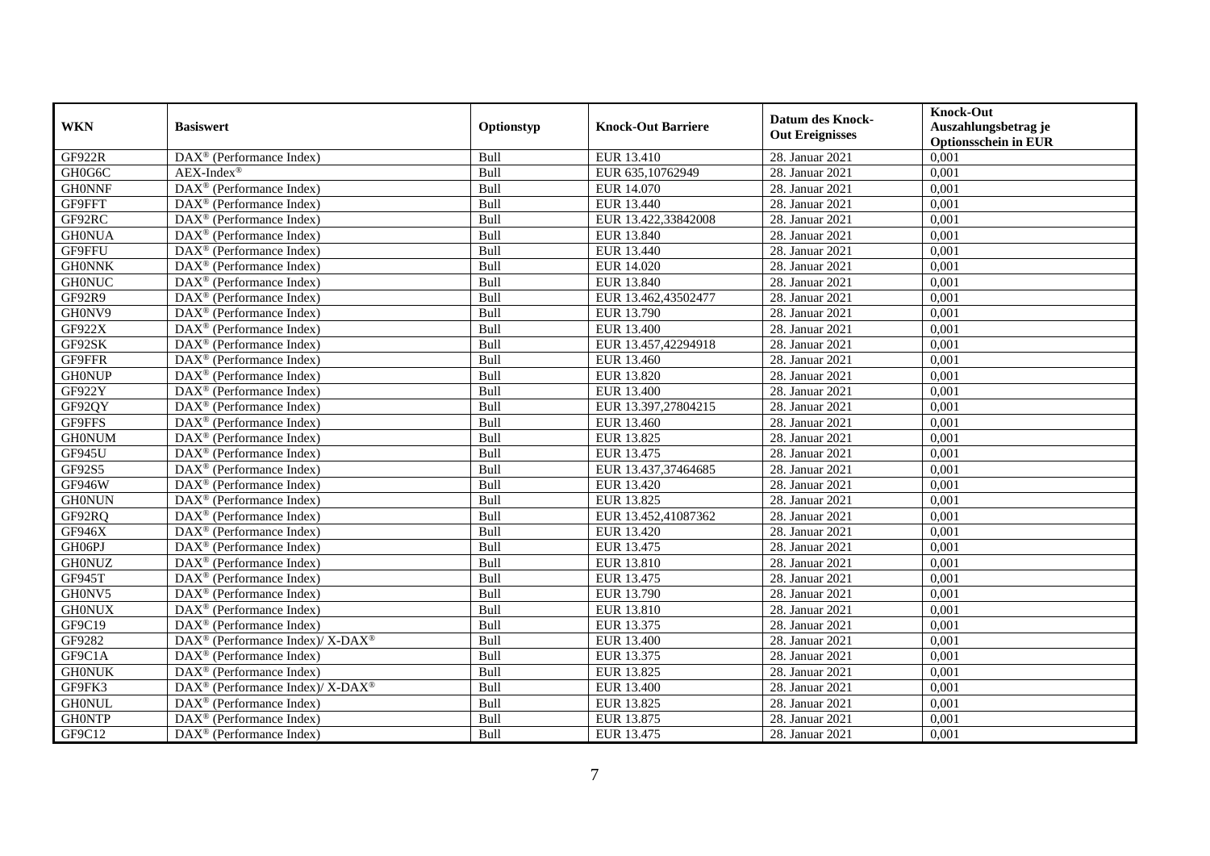| WKN | Basiswert | Optionstyp | Knock-Out Barriere | Datum des Knock-Out Ereignisses | Knock-Out Auszahlungsbetrag je Optionsschein in EUR |
|---|---|---|---|---|---|
| GF922R | DAX® (Performance Index) | Bull | EUR 13.410 | 28. Januar 2021 | 0,001 |
| GH0G6C | AEX-Index® | Bull | EUR 635,10762949 | 28. Januar 2021 | 0,001 |
| GH0NNF | DAX® (Performance Index) | Bull | EUR 14.070 | 28. Januar 2021 | 0,001 |
| GF9FFT | DAX® (Performance Index) | Bull | EUR 13.440 | 28. Januar 2021 | 0,001 |
| GF92RC | DAX® (Performance Index) | Bull | EUR 13.422,33842008 | 28. Januar 2021 | 0,001 |
| GH0NUA | DAX® (Performance Index) | Bull | EUR 13.840 | 28. Januar 2021 | 0,001 |
| GF9FFU | DAX® (Performance Index) | Bull | EUR 13.440 | 28. Januar 2021 | 0,001 |
| GH0NNK | DAX® (Performance Index) | Bull | EUR 14.020 | 28. Januar 2021 | 0,001 |
| GH0NUC | DAX® (Performance Index) | Bull | EUR 13.840 | 28. Januar 2021 | 0,001 |
| GF92R9 | DAX® (Performance Index) | Bull | EUR 13.462,43502477 | 28. Januar 2021 | 0,001 |
| GH0NV9 | DAX® (Performance Index) | Bull | EUR 13.790 | 28. Januar 2021 | 0,001 |
| GF922X | DAX® (Performance Index) | Bull | EUR 13.400 | 28. Januar 2021 | 0,001 |
| GF92SK | DAX® (Performance Index) | Bull | EUR 13.457,42294918 | 28. Januar 2021 | 0,001 |
| GF9FFR | DAX® (Performance Index) | Bull | EUR 13.460 | 28. Januar 2021 | 0,001 |
| GH0NUP | DAX® (Performance Index) | Bull | EUR 13.820 | 28. Januar 2021 | 0,001 |
| GF922Y | DAX® (Performance Index) | Bull | EUR 13.400 | 28. Januar 2021 | 0,001 |
| GF92QY | DAX® (Performance Index) | Bull | EUR 13.397,27804215 | 28. Januar 2021 | 0,001 |
| GF9FFS | DAX® (Performance Index) | Bull | EUR 13.460 | 28. Januar 2021 | 0,001 |
| GH0NUM | DAX® (Performance Index) | Bull | EUR 13.825 | 28. Januar 2021 | 0,001 |
| GF945U | DAX® (Performance Index) | Bull | EUR 13.475 | 28. Januar 2021 | 0,001 |
| GF92S5 | DAX® (Performance Index) | Bull | EUR 13.437,37464685 | 28. Januar 2021 | 0,001 |
| GF946W | DAX® (Performance Index) | Bull | EUR 13.420 | 28. Januar 2021 | 0,001 |
| GH0NUN | DAX® (Performance Index) | Bull | EUR 13.825 | 28. Januar 2021 | 0,001 |
| GF92RQ | DAX® (Performance Index) | Bull | EUR 13.452,41087362 | 28. Januar 2021 | 0,001 |
| GF946X | DAX® (Performance Index) | Bull | EUR 13.420 | 28. Januar 2021 | 0,001 |
| GH06PJ | DAX® (Performance Index) | Bull | EUR 13.475 | 28. Januar 2021 | 0,001 |
| GH0NUZ | DAX® (Performance Index) | Bull | EUR 13.810 | 28. Januar 2021 | 0,001 |
| GF945T | DAX® (Performance Index) | Bull | EUR 13.475 | 28. Januar 2021 | 0,001 |
| GH0NV5 | DAX® (Performance Index) | Bull | EUR 13.790 | 28. Januar 2021 | 0,001 |
| GH0NUX | DAX® (Performance Index) | Bull | EUR 13.810 | 28. Januar 2021 | 0,001 |
| GF9C19 | DAX® (Performance Index) | Bull | EUR 13.375 | 28. Januar 2021 | 0,001 |
| GF9282 | DAX® (Performance Index)/ X-DAX® | Bull | EUR 13.400 | 28. Januar 2021 | 0,001 |
| GF9C1A | DAX® (Performance Index) | Bull | EUR 13.375 | 28. Januar 2021 | 0,001 |
| GH0NUK | DAX® (Performance Index) | Bull | EUR 13.825 | 28. Januar 2021 | 0,001 |
| GF9FK3 | DAX® (Performance Index)/ X-DAX® | Bull | EUR 13.400 | 28. Januar 2021 | 0,001 |
| GH0NUL | DAX® (Performance Index) | Bull | EUR 13.825 | 28. Januar 2021 | 0,001 |
| GH0NTP | DAX® (Performance Index) | Bull | EUR 13.875 | 28. Januar 2021 | 0,001 |
| GF9C12 | DAX® (Performance Index) | Bull | EUR 13.475 | 28. Januar 2021 | 0,001 |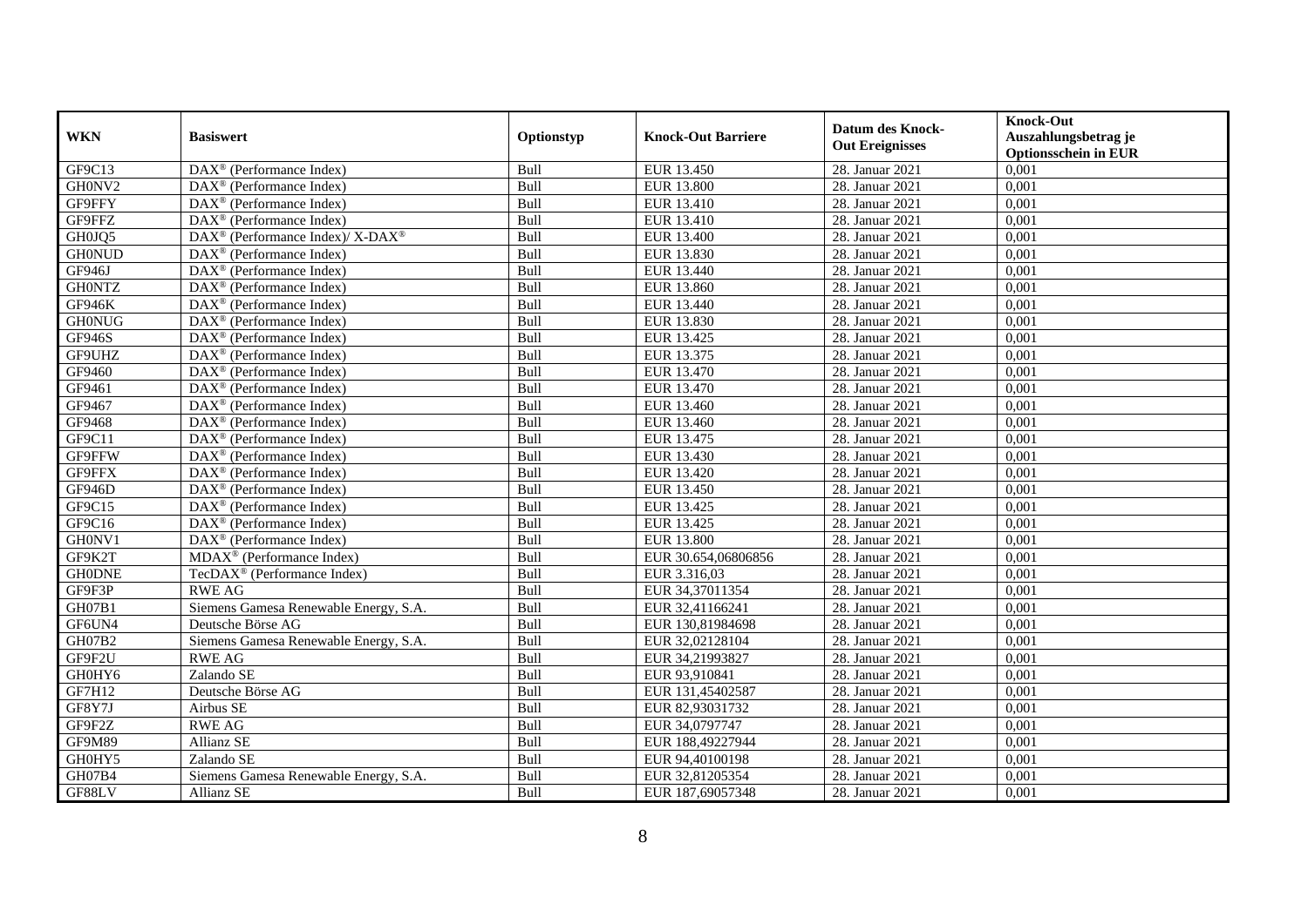| WKN | Basiswert | Optionstyp | Knock-Out Barriere | Datum des Knock-Out Ereignisses | Knock-Out Auszahlungsbetrag je Optionsschein in EUR |
|---|---|---|---|---|---|
| GF9C13 | DAX® (Performance Index) | Bull | EUR 13.450 | 28. Januar 2021 | 0,001 |
| GH0NV2 | DAX® (Performance Index) | Bull | EUR 13.800 | 28. Januar 2021 | 0,001 |
| GF9FFY | DAX® (Performance Index) | Bull | EUR 13.410 | 28. Januar 2021 | 0,001 |
| GF9FFZ | DAX® (Performance Index) | Bull | EUR 13.410 | 28. Januar 2021 | 0,001 |
| GH0JQ5 | DAX® (Performance Index)/ X-DAX® | Bull | EUR 13.400 | 28. Januar 2021 | 0,001 |
| GH0NUD | DAX® (Performance Index) | Bull | EUR 13.830 | 28. Januar 2021 | 0,001 |
| GF946J | DAX® (Performance Index) | Bull | EUR 13.440 | 28. Januar 2021 | 0,001 |
| GH0NTZ | DAX® (Performance Index) | Bull | EUR 13.860 | 28. Januar 2021 | 0,001 |
| GF946K | DAX® (Performance Index) | Bull | EUR 13.440 | 28. Januar 2021 | 0,001 |
| GH0NUG | DAX® (Performance Index) | Bull | EUR 13.830 | 28. Januar 2021 | 0,001 |
| GF946S | DAX® (Performance Index) | Bull | EUR 13.425 | 28. Januar 2021 | 0,001 |
| GF9UHZ | DAX® (Performance Index) | Bull | EUR 13.375 | 28. Januar 2021 | 0,001 |
| GF9460 | DAX® (Performance Index) | Bull | EUR 13.470 | 28. Januar 2021 | 0,001 |
| GF9461 | DAX® (Performance Index) | Bull | EUR 13.470 | 28. Januar 2021 | 0,001 |
| GF9467 | DAX® (Performance Index) | Bull | EUR 13.460 | 28. Januar 2021 | 0,001 |
| GF9468 | DAX® (Performance Index) | Bull | EUR 13.460 | 28. Januar 2021 | 0,001 |
| GF9C11 | DAX® (Performance Index) | Bull | EUR 13.475 | 28. Januar 2021 | 0,001 |
| GF9FFW | DAX® (Performance Index) | Bull | EUR 13.430 | 28. Januar 2021 | 0,001 |
| GF9FFX | DAX® (Performance Index) | Bull | EUR 13.420 | 28. Januar 2021 | 0,001 |
| GF946D | DAX® (Performance Index) | Bull | EUR 13.450 | 28. Januar 2021 | 0,001 |
| GF9C15 | DAX® (Performance Index) | Bull | EUR 13.425 | 28. Januar 2021 | 0,001 |
| GF9C16 | DAX® (Performance Index) | Bull | EUR 13.425 | 28. Januar 2021 | 0,001 |
| GH0NV1 | DAX® (Performance Index) | Bull | EUR 13.800 | 28. Januar 2021 | 0,001 |
| GF9K2T | MDAX® (Performance Index) | Bull | EUR 30.654,06806856 | 28. Januar 2021 | 0,001 |
| GH0DNE | TecDAX® (Performance Index) | Bull | EUR 3.316,03 | 28. Januar 2021 | 0,001 |
| GF9F3P | RWE AG | Bull | EUR 34,37011354 | 28. Januar 2021 | 0,001 |
| GH07B1 | Siemens Gamesa Renewable Energy, S.A. | Bull | EUR 32,41166241 | 28. Januar 2021 | 0,001 |
| GF6UN4 | Deutsche Börse AG | Bull | EUR 130,81984698 | 28. Januar 2021 | 0,001 |
| GH07B2 | Siemens Gamesa Renewable Energy, S.A. | Bull | EUR 32,02128104 | 28. Januar 2021 | 0,001 |
| GF9F2U | RWE AG | Bull | EUR 34,21993827 | 28. Januar 2021 | 0,001 |
| GH0HY6 | Zalando SE | Bull | EUR 93,910841 | 28. Januar 2021 | 0,001 |
| GF7H12 | Deutsche Börse AG | Bull | EUR 131,45402587 | 28. Januar 2021 | 0,001 |
| GF8Y7J | Airbus SE | Bull | EUR 82,93031732 | 28. Januar 2021 | 0,001 |
| GF9F2Z | RWE AG | Bull | EUR 34,0797747 | 28. Januar 2021 | 0,001 |
| GF9M89 | Allianz SE | Bull | EUR 188,49227944 | 28. Januar 2021 | 0,001 |
| GH0HY5 | Zalando SE | Bull | EUR 94,40100198 | 28. Januar 2021 | 0,001 |
| GH07B4 | Siemens Gamesa Renewable Energy, S.A. | Bull | EUR 32,81205354 | 28. Januar 2021 | 0,001 |
| GF88LV | Allianz SE | Bull | EUR 187,69057348 | 28. Januar 2021 | 0,001 |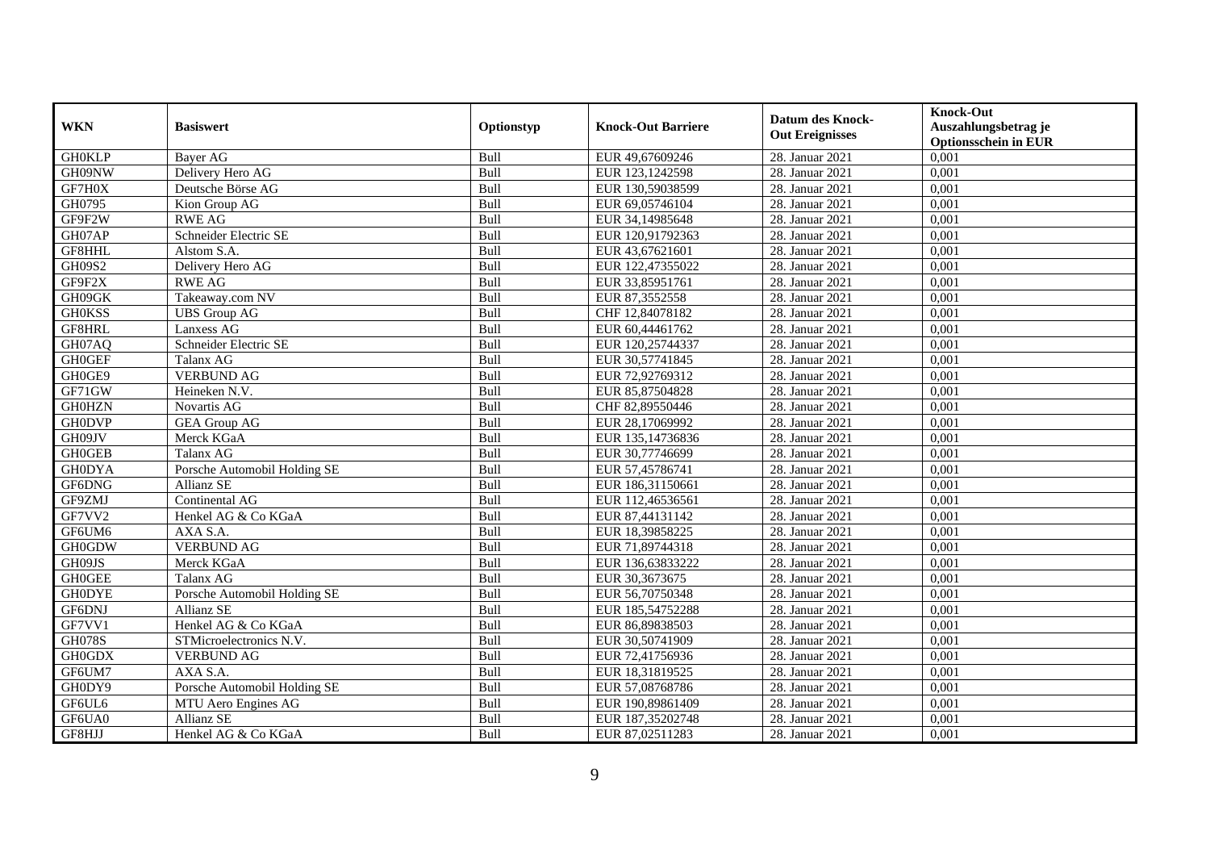| WKN | Basiswert | Optionstyp | Knock-Out Barriere | Datum des Knock-Out Ereignisses | Knock-Out Auszahlungsbetrag je Optionsschein in EUR |
|---|---|---|---|---|---|
| GH0KLP | Bayer AG | Bull | EUR 49,67609246 | 28. Januar 2021 | 0,001 |
| GH09NW | Delivery Hero AG | Bull | EUR 123,1242598 | 28. Januar 2021 | 0,001 |
| GF7H0X | Deutsche Börse AG | Bull | EUR 130,59038599 | 28. Januar 2021 | 0,001 |
| GH0795 | Kion Group AG | Bull | EUR 69,05746104 | 28. Januar 2021 | 0,001 |
| GF9F2W | RWE AG | Bull | EUR 34,14985648 | 28. Januar 2021 | 0,001 |
| GH07AP | Schneider Electric SE | Bull | EUR 120,91792363 | 28. Januar 2021 | 0,001 |
| GF8HHL | Alstom S.A. | Bull | EUR 43,67621601 | 28. Januar 2021 | 0,001 |
| GH09S2 | Delivery Hero AG | Bull | EUR 122,47355022 | 28. Januar 2021 | 0,001 |
| GF9F2X | RWE AG | Bull | EUR 33,85951761 | 28. Januar 2021 | 0,001 |
| GH09GK | Takeaway.com NV | Bull | EUR 87,3552558 | 28. Januar 2021 | 0,001 |
| GH0KSS | UBS Group AG | Bull | CHF 12,84078182 | 28. Januar 2021 | 0,001 |
| GF8HRL | Lanxess AG | Bull | EUR 60,44461762 | 28. Januar 2021 | 0,001 |
| GH07AQ | Schneider Electric SE | Bull | EUR 120,25744337 | 28. Januar 2021 | 0,001 |
| GH0GEF | Talanx AG | Bull | EUR 30,57741845 | 28. Januar 2021 | 0,001 |
| GH0GE9 | VERBUND AG | Bull | EUR 72,92769312 | 28. Januar 2021 | 0,001 |
| GF71GW | Heineken N.V. | Bull | EUR 85,87504828 | 28. Januar 2021 | 0,001 |
| GH0HZN | Novartis AG | Bull | CHF 82,89550446 | 28. Januar 2021 | 0,001 |
| GH0DVP | GEA Group AG | Bull | EUR 28,17069992 | 28. Januar 2021 | 0,001 |
| GH09JV | Merck KGaA | Bull | EUR 135,14736836 | 28. Januar 2021 | 0,001 |
| GH0GEB | Talanx AG | Bull | EUR 30,77746699 | 28. Januar 2021 | 0,001 |
| GH0DYA | Porsche Automobil Holding SE | Bull | EUR 57,45786741 | 28. Januar 2021 | 0,001 |
| GF6DNG | Allianz SE | Bull | EUR 186,31150661 | 28. Januar 2021 | 0,001 |
| GF9ZMJ | Continental AG | Bull | EUR 112,46536561 | 28. Januar 2021 | 0,001 |
| GF7VV2 | Henkel AG & Co KGaA | Bull | EUR 87,44131142 | 28. Januar 2021 | 0,001 |
| GF6UM6 | AXA S.A. | Bull | EUR 18,39858225 | 28. Januar 2021 | 0,001 |
| GH0GDW | VERBUND AG | Bull | EUR 71,89744318 | 28. Januar 2021 | 0,001 |
| GH09JS | Merck KGaA | Bull | EUR 136,63833222 | 28. Januar 2021 | 0,001 |
| GH0GEE | Talanx AG | Bull | EUR 30,3673675 | 28. Januar 2021 | 0,001 |
| GH0DYE | Porsche Automobil Holding SE | Bull | EUR 56,70750348 | 28. Januar 2021 | 0,001 |
| GF6DNJ | Allianz SE | Bull | EUR 185,54752288 | 28. Januar 2021 | 0,001 |
| GF7VV1 | Henkel AG & Co KGaA | Bull | EUR 86,89838503 | 28. Januar 2021 | 0,001 |
| GH078S | STMicroelectronics N.V. | Bull | EUR 30,50741909 | 28. Januar 2021 | 0,001 |
| GH0GDX | VERBUND AG | Bull | EUR 72,41756936 | 28. Januar 2021 | 0,001 |
| GF6UM7 | AXA S.A. | Bull | EUR 18,31819525 | 28. Januar 2021 | 0,001 |
| GH0DY9 | Porsche Automobil Holding SE | Bull | EUR 57,08768786 | 28. Januar 2021 | 0,001 |
| GF6UL6 | MTU Aero Engines AG | Bull | EUR 190,89861409 | 28. Januar 2021 | 0,001 |
| GF6UA0 | Allianz SE | Bull | EUR 187,35202748 | 28. Januar 2021 | 0,001 |
| GF8HJJ | Henkel AG & Co KGaA | Bull | EUR 87,02511283 | 28. Januar 2021 | 0,001 |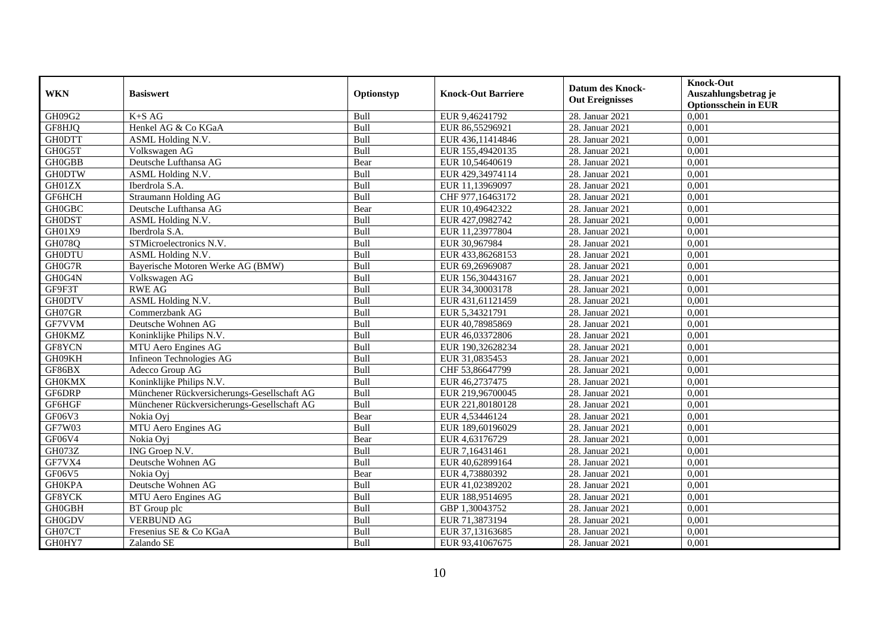| WKN | Basiswert | Optionstyp | Knock-Out Barriere | Datum des Knock-Out Ereignisses | Knock-Out Auszahlungsbetrag je Optionsschein in EUR |
|---|---|---|---|---|---|
| GH09G2 | K+S AG | Bull | EUR 9,46241792 | 28. Januar 2021 | 0,001 |
| GF8HJQ | Henkel AG & Co KGaA | Bull | EUR 86,55296921 | 28. Januar 2021 | 0,001 |
| GH0DTT | ASML Holding N.V. | Bull | EUR 436,11414846 | 28. Januar 2021 | 0,001 |
| GH0G5T | Volkswagen AG | Bull | EUR 155,49420135 | 28. Januar 2021 | 0,001 |
| GH0GBB | Deutsche Lufthansa AG | Bear | EUR 10,54640619 | 28. Januar 2021 | 0,001 |
| GH0DTW | ASML Holding N.V. | Bull | EUR 429,34974114 | 28. Januar 2021 | 0,001 |
| GH01ZX | Iberdrola S.A. | Bull | EUR 11,13969097 | 28. Januar 2021 | 0,001 |
| GF6HCH | Straumann Holding AG | Bull | CHF 977,16463172 | 28. Januar 2021 | 0,001 |
| GH0GBC | Deutsche Lufthansa AG | Bear | EUR 10,49642322 | 28. Januar 2021 | 0,001 |
| GH0DST | ASML Holding N.V. | Bull | EUR 427,0982742 | 28. Januar 2021 | 0,001 |
| GH01X9 | Iberdrola S.A. | Bull | EUR 11,23977804 | 28. Januar 2021 | 0,001 |
| GH078Q | STMicroelectronics N.V. | Bull | EUR 30,967984 | 28. Januar 2021 | 0,001 |
| GH0DTU | ASML Holding N.V. | Bull | EUR 433,86268153 | 28. Januar 2021 | 0,001 |
| GH0G7R | Bayerische Motoren Werke AG (BMW) | Bull | EUR 69,26969087 | 28. Januar 2021 | 0,001 |
| GH0G4N | Volkswagen AG | Bull | EUR 156,30443167 | 28. Januar 2021 | 0,001 |
| GF9F3T | RWE AG | Bull | EUR 34,30003178 | 28. Januar 2021 | 0,001 |
| GH0DTV | ASML Holding N.V. | Bull | EUR 431,61121459 | 28. Januar 2021 | 0,001 |
| GH07GR | Commerzbank AG | Bull | EUR 5,34321791 | 28. Januar 2021 | 0,001 |
| GF7VVM | Deutsche Wohnen AG | Bull | EUR 40,78985869 | 28. Januar 2021 | 0,001 |
| GH0KMZ | Koninklijke Philips N.V. | Bull | EUR 46,03372806 | 28. Januar 2021 | 0,001 |
| GF8YCN | MTU Aero Engines AG | Bull | EUR 190,32628234 | 28. Januar 2021 | 0,001 |
| GH09KH | Infineon Technologies AG | Bull | EUR 31,0835453 | 28. Januar 2021 | 0,001 |
| GF86BX | Adecco Group AG | Bull | CHF 53,86647799 | 28. Januar 2021 | 0,001 |
| GH0KMX | Koninklijke Philips N.V. | Bull | EUR 46,2737475 | 28. Januar 2021 | 0,001 |
| GF6DRP | Münchener Rückversicherungs-Gesellschaft AG | Bull | EUR 219,96700045 | 28. Januar 2021 | 0,001 |
| GF6HGF | Münchener Rückversicherungs-Gesellschaft AG | Bull | EUR 221,80180128 | 28. Januar 2021 | 0,001 |
| GF06V3 | Nokia Oyj | Bear | EUR 4,53446124 | 28. Januar 2021 | 0,001 |
| GF7W03 | MTU Aero Engines AG | Bull | EUR 189,60196029 | 28. Januar 2021 | 0,001 |
| GF06V4 | Nokia Oyj | Bear | EUR 4,63176729 | 28. Januar 2021 | 0,001 |
| GH073Z | ING Groep N.V. | Bull | EUR 7,16431461 | 28. Januar 2021 | 0,001 |
| GF7VX4 | Deutsche Wohnen AG | Bull | EUR 40,62899164 | 28. Januar 2021 | 0,001 |
| GF06V5 | Nokia Oyj | Bear | EUR 4,73880392 | 28. Januar 2021 | 0,001 |
| GH0KPA | Deutsche Wohnen AG | Bull | EUR 41,02389202 | 28. Januar 2021 | 0,001 |
| GF8YCK | MTU Aero Engines AG | Bull | EUR 188,9514695 | 28. Januar 2021 | 0,001 |
| GH0GBH | BT Group plc | Bull | GBP 1,30043752 | 28. Januar 2021 | 0,001 |
| GH0GDV | VERBUND AG | Bull | EUR 71,3873194 | 28. Januar 2021 | 0,001 |
| GH07CT | Fresenius SE & Co KGaA | Bull | EUR 37,13163685 | 28. Januar 2021 | 0,001 |
| GH0HY7 | Zalando SE | Bull | EUR 93,41067675 | 28. Januar 2021 | 0,001 |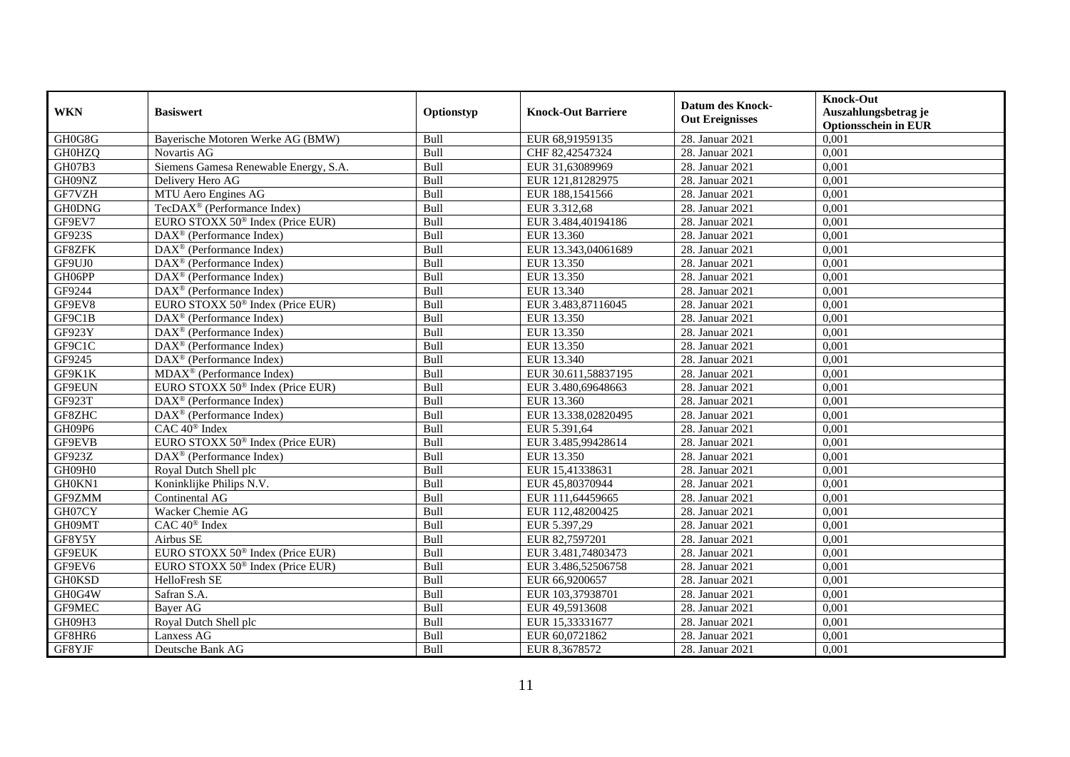| WKN | Basiswert | Optionstyp | Knock-Out Barriere | Datum des Knock-Out Ereignisses | Knock-Out Auszahlungsbetrag je Optionsschein in EUR |
|---|---|---|---|---|---|
| GH0G8G | Bayerische Motoren Werke AG (BMW) | Bull | EUR 68,91959135 | 28. Januar 2021 | 0,001 |
| GH0HZQ | Novartis AG | Bull | CHF 82,42547324 | 28. Januar 2021 | 0,001 |
| GH07B3 | Siemens Gamesa Renewable Energy, S.A. | Bull | EUR 31,63089969 | 28. Januar 2021 | 0,001 |
| GH09NZ | Delivery Hero AG | Bull | EUR 121,81282975 | 28. Januar 2021 | 0,001 |
| GF7VZH | MTU Aero Engines AG | Bull | EUR 188,1541566 | 28. Januar 2021 | 0,001 |
| GH0DNG | TecDAX® (Performance Index) | Bull | EUR 3.312,68 | 28. Januar 2021 | 0,001 |
| GF9EV7 | EURO STOXX 50® Index (Price EUR) | Bull | EUR 3.484,40194186 | 28. Januar 2021 | 0,001 |
| GF923S | DAX® (Performance Index) | Bull | EUR 13.360 | 28. Januar 2021 | 0,001 |
| GF8ZFK | DAX® (Performance Index) | Bull | EUR 13.343,04061689 | 28. Januar 2021 | 0,001 |
| GF9UJ0 | DAX® (Performance Index) | Bull | EUR 13.350 | 28. Januar 2021 | 0,001 |
| GH06PP | DAX® (Performance Index) | Bull | EUR 13.350 | 28. Januar 2021 | 0,001 |
| GF9244 | DAX® (Performance Index) | Bull | EUR 13.340 | 28. Januar 2021 | 0,001 |
| GF9EV8 | EURO STOXX 50® Index (Price EUR) | Bull | EUR 3.483,87116045 | 28. Januar 2021 | 0,001 |
| GF9C1B | DAX® (Performance Index) | Bull | EUR 13.350 | 28. Januar 2021 | 0,001 |
| GF923Y | DAX® (Performance Index) | Bull | EUR 13.350 | 28. Januar 2021 | 0,001 |
| GF9C1C | DAX® (Performance Index) | Bull | EUR 13.350 | 28. Januar 2021 | 0,001 |
| GF9245 | DAX® (Performance Index) | Bull | EUR 13.340 | 28. Januar 2021 | 0,001 |
| GF9K1K | MDAX® (Performance Index) | Bull | EUR 30.611,58837195 | 28. Januar 2021 | 0,001 |
| GF9EUN | EURO STOXX 50® Index (Price EUR) | Bull | EUR 3.480,69648663 | 28. Januar 2021 | 0,001 |
| GF923T | DAX® (Performance Index) | Bull | EUR 13.360 | 28. Januar 2021 | 0,001 |
| GF8ZHC | DAX® (Performance Index) | Bull | EUR 13.338,02820495 | 28. Januar 2021 | 0,001 |
| GH09P6 | CAC 40® Index | Bull | EUR 5.391,64 | 28. Januar 2021 | 0,001 |
| GF9EVB | EURO STOXX 50® Index (Price EUR) | Bull | EUR 3.485,99428614 | 28. Januar 2021 | 0,001 |
| GF923Z | DAX® (Performance Index) | Bull | EUR 13.350 | 28. Januar 2021 | 0,001 |
| GH09H0 | Royal Dutch Shell plc | Bull | EUR 15,41338631 | 28. Januar 2021 | 0,001 |
| GH0KN1 | Koninklijke Philips N.V. | Bull | EUR 45,80370944 | 28. Januar 2021 | 0,001 |
| GF9ZMM | Continental AG | Bull | EUR 111,64459665 | 28. Januar 2021 | 0,001 |
| GH07CY | Wacker Chemie AG | Bull | EUR 112,48200425 | 28. Januar 2021 | 0,001 |
| GH09MT | CAC 40® Index | Bull | EUR 5.397,29 | 28. Januar 2021 | 0,001 |
| GF8Y5Y | Airbus SE | Bull | EUR 82,7597201 | 28. Januar 2021 | 0,001 |
| GF9EUK | EURO STOXX 50® Index (Price EUR) | Bull | EUR 3.481,74803473 | 28. Januar 2021 | 0,001 |
| GF9EV6 | EURO STOXX 50® Index (Price EUR) | Bull | EUR 3.486,52506758 | 28. Januar 2021 | 0,001 |
| GH0KSD | HelloFresh SE | Bull | EUR 66,9200657 | 28. Januar 2021 | 0,001 |
| GH0G4W | Safran S.A. | Bull | EUR 103,37938701 | 28. Januar 2021 | 0,001 |
| GF9MEC | Bayer AG | Bull | EUR 49,5913608 | 28. Januar 2021 | 0,001 |
| GH09H3 | Royal Dutch Shell plc | Bull | EUR 15,33331677 | 28. Januar 2021 | 0,001 |
| GF8HR6 | Lanxess AG | Bull | EUR 60,0721862 | 28. Januar 2021 | 0,001 |
| GF8YJF | Deutsche Bank AG | Bull | EUR 8,3678572 | 28. Januar 2021 | 0,001 |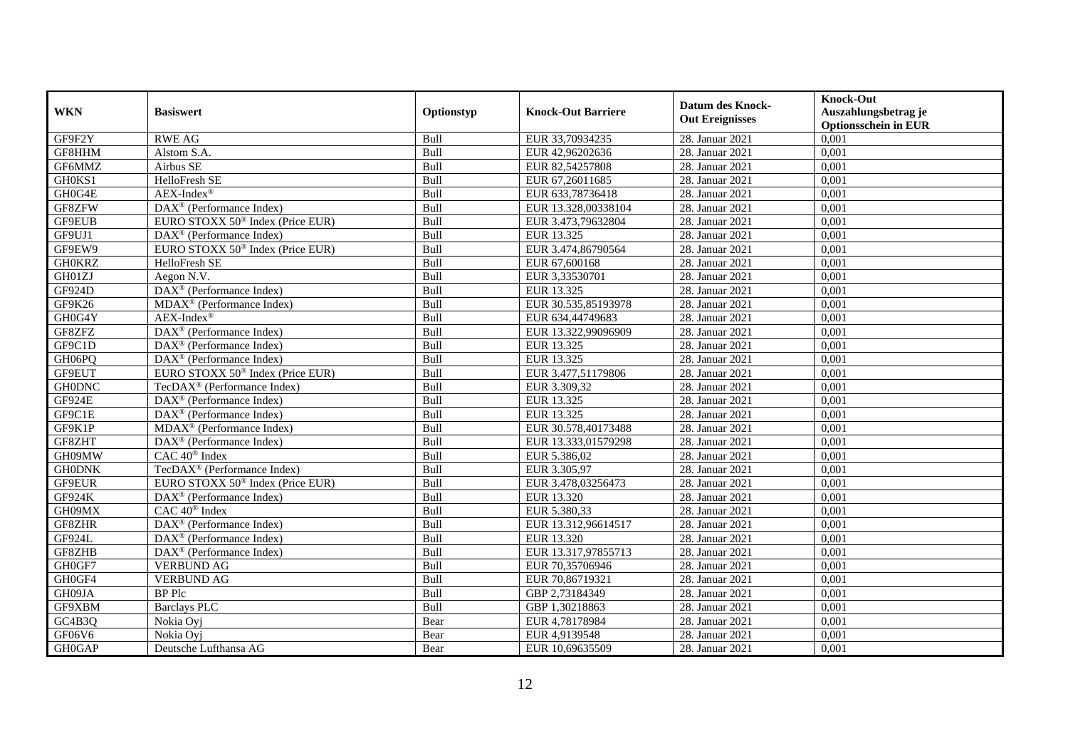| WKN | Basiswert | Optionstyp | Knock-Out Barriere | Datum des Knock-Out Ereignisses | Knock-Out Auszahlungsbetrag je Optionsschein in EUR |
|---|---|---|---|---|---|
| GF9F2Y | RWE AG | Bull | EUR 33,70934235 | 28. Januar 2021 | 0,001 |
| GF8HHM | Alstom S.A. | Bull | EUR 42,96202636 | 28. Januar 2021 | 0,001 |
| GF6MMZ | Airbus SE | Bull | EUR 82,54257808 | 28. Januar 2021 | 0,001 |
| GH0KS1 | HelloFresh SE | Bull | EUR 67,26011685 | 28. Januar 2021 | 0,001 |
| GH0G4E | AEX-Index® | Bull | EUR 633,78736418 | 28. Januar 2021 | 0,001 |
| GF8ZFW | DAX® (Performance Index) | Bull | EUR 13.328,00338104 | 28. Januar 2021 | 0,001 |
| GF9EUB | EURO STOXX 50® Index (Price EUR) | Bull | EUR 3.473,79632804 | 28. Januar 2021 | 0,001 |
| GF9UJ1 | DAX® (Performance Index) | Bull | EUR 13.325 | 28. Januar 2021 | 0,001 |
| GF9EW9 | EURO STOXX 50® Index (Price EUR) | Bull | EUR 3.474,86790564 | 28. Januar 2021 | 0,001 |
| GH0KRZ | HelloFresh SE | Bull | EUR 67,600168 | 28. Januar 2021 | 0,001 |
| GH01ZJ | Aegon N.V. | Bull | EUR 3,33530701 | 28. Januar 2021 | 0,001 |
| GF924D | DAX® (Performance Index) | Bull | EUR 13.325 | 28. Januar 2021 | 0,001 |
| GF9K26 | MDAX® (Performance Index) | Bull | EUR 30.535,85193978 | 28. Januar 2021 | 0,001 |
| GH0G4Y | AEX-Index® | Bull | EUR 634,44749683 | 28. Januar 2021 | 0,001 |
| GF8ZFZ | DAX® (Performance Index) | Bull | EUR 13.322,99096909 | 28. Januar 2021 | 0,001 |
| GF9C1D | DAX® (Performance Index) | Bull | EUR 13.325 | 28. Januar 2021 | 0,001 |
| GH06PQ | DAX® (Performance Index) | Bull | EUR 13.325 | 28. Januar 2021 | 0,001 |
| GF9EUT | EURO STOXX 50® Index (Price EUR) | Bull | EUR 3.477,51179806 | 28. Januar 2021 | 0,001 |
| GH0DNC | TecDAX® (Performance Index) | Bull | EUR 3.309,32 | 28. Januar 2021 | 0,001 |
| GF924E | DAX® (Performance Index) | Bull | EUR 13.325 | 28. Januar 2021 | 0,001 |
| GF9C1E | DAX® (Performance Index) | Bull | EUR 13.325 | 28. Januar 2021 | 0,001 |
| GF9K1P | MDAX® (Performance Index) | Bull | EUR 30.578,40173488 | 28. Januar 2021 | 0,001 |
| GF8ZHT | DAX® (Performance Index) | Bull | EUR 13.333,01579298 | 28. Januar 2021 | 0,001 |
| GH09MW | CAC 40® Index | Bull | EUR 5.386,02 | 28. Januar 2021 | 0,001 |
| GH0DNK | TecDAX® (Performance Index) | Bull | EUR 3.305,97 | 28. Januar 2021 | 0,001 |
| GF9EUR | EURO STOXX 50® Index (Price EUR) | Bull | EUR 3.478,03256473 | 28. Januar 2021 | 0,001 |
| GF924K | DAX® (Performance Index) | Bull | EUR 13.320 | 28. Januar 2021 | 0,001 |
| GH09MX | CAC 40® Index | Bull | EUR 5.380,33 | 28. Januar 2021 | 0,001 |
| GF8ZHR | DAX® (Performance Index) | Bull | EUR 13.312,96614517 | 28. Januar 2021 | 0,001 |
| GF924L | DAX® (Performance Index) | Bull | EUR 13.320 | 28. Januar 2021 | 0,001 |
| GF8ZHB | DAX® (Performance Index) | Bull | EUR 13.317,97855713 | 28. Januar 2021 | 0,001 |
| GH0GF7 | VERBUND AG | Bull | EUR 70,35706946 | 28. Januar 2021 | 0,001 |
| GH0GF4 | VERBUND AG | Bull | EUR 70,86719321 | 28. Januar 2021 | 0,001 |
| GH09JA | BP Plc | Bull | GBP 2,73184349 | 28. Januar 2021 | 0,001 |
| GF9XBM | Barclays PLC | Bull | GBP 1,30218863 | 28. Januar 2021 | 0,001 |
| GC4B3Q | Nokia Oyj | Bear | EUR 4,78178984 | 28. Januar 2021 | 0,001 |
| GF06V6 | Nokia Oyj | Bear | EUR 4,9139548 | 28. Januar 2021 | 0,001 |
| GH0GAP | Deutsche Lufthansa AG | Bear | EUR 10,69635509 | 28. Januar 2021 | 0,001 |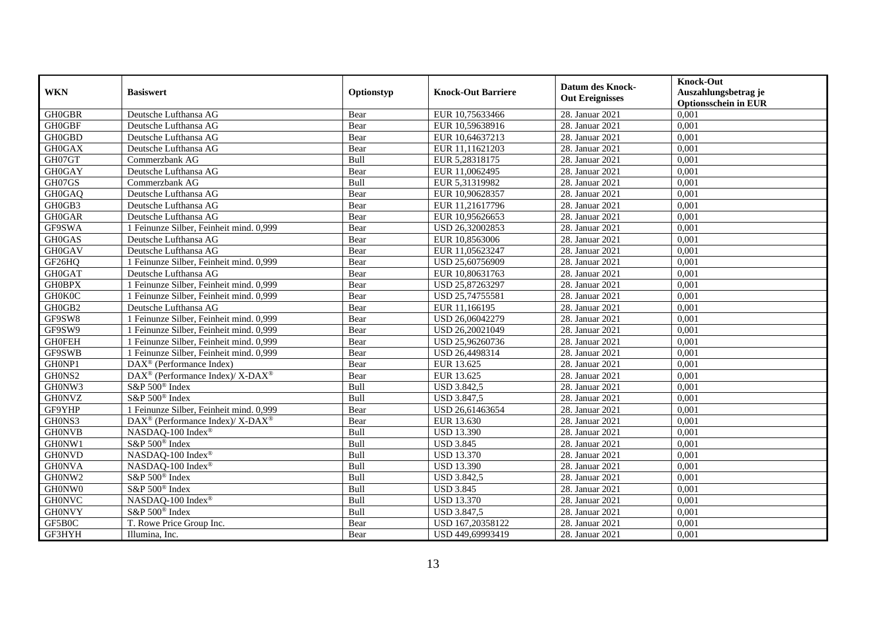| WKN | Basiswert | Optionstyp | Knock-Out Barriere | Datum des Knock-Out Ereignisses | Knock-Out Auszahlungsbetrag je Optionsschein in EUR |
|---|---|---|---|---|---|
| GH0GBR | Deutsche Lufthansa AG | Bear | EUR 10,75633466 | 28. Januar 2021 | 0,001 |
| GH0GBF | Deutsche Lufthansa AG | Bear | EUR 10,59638916 | 28. Januar 2021 | 0,001 |
| GH0GBD | Deutsche Lufthansa AG | Bear | EUR 10,64637213 | 28. Januar 2021 | 0,001 |
| GH0GAX | Deutsche Lufthansa AG | Bear | EUR 11,11621203 | 28. Januar 2021 | 0,001 |
| GH07GT | Commerzbank AG | Bull | EUR 5,28318175 | 28. Januar 2021 | 0,001 |
| GH0GAY | Deutsche Lufthansa AG | Bear | EUR 11,0062495 | 28. Januar 2021 | 0,001 |
| GH07GS | Commerzbank AG | Bull | EUR 5,31319982 | 28. Januar 2021 | 0,001 |
| GH0GAQ | Deutsche Lufthansa AG | Bear | EUR 10,90628357 | 28. Januar 2021 | 0,001 |
| GH0GB3 | Deutsche Lufthansa AG | Bear | EUR 11,21617796 | 28. Januar 2021 | 0,001 |
| GH0GAR | Deutsche Lufthansa AG | Bear | EUR 10,95626653 | 28. Januar 2021 | 0,001 |
| GF9SWA | 1 Feinunze Silber, Feinheit mind. 0,999 | Bear | USD 26,32002853 | 28. Januar 2021 | 0,001 |
| GH0GAS | Deutsche Lufthansa AG | Bear | EUR 10,8563006 | 28. Januar 2021 | 0,001 |
| GH0GAV | Deutsche Lufthansa AG | Bear | EUR 11,05623247 | 28. Januar 2021 | 0,001 |
| GF26HQ | 1 Feinunze Silber, Feinheit mind. 0,999 | Bear | USD 25,60756909 | 28. Januar 2021 | 0,001 |
| GH0GAT | Deutsche Lufthansa AG | Bear | EUR 10,80631763 | 28. Januar 2021 | 0,001 |
| GH0BPX | 1 Feinunze Silber, Feinheit mind. 0,999 | Bear | USD 25,87263297 | 28. Januar 2021 | 0,001 |
| GH0K0C | 1 Feinunze Silber, Feinheit mind. 0,999 | Bear | USD 25,74755581 | 28. Januar 2021 | 0,001 |
| GH0GB2 | Deutsche Lufthansa AG | Bear | EUR 11,166195 | 28. Januar 2021 | 0,001 |
| GF9SW8 | 1 Feinunze Silber, Feinheit mind. 0,999 | Bear | USD 26,06042279 | 28. Januar 2021 | 0,001 |
| GF9SW9 | 1 Feinunze Silber, Feinheit mind. 0,999 | Bear | USD 26,20021049 | 28. Januar 2021 | 0,001 |
| GH0FEH | 1 Feinunze Silber, Feinheit mind. 0,999 | Bear | USD 25,96260736 | 28. Januar 2021 | 0,001 |
| GF9SWB | 1 Feinunze Silber, Feinheit mind. 0,999 | Bear | USD 26,4498314 | 28. Januar 2021 | 0,001 |
| GH0NP1 | DAX® (Performance Index) | Bear | EUR 13.625 | 28. Januar 2021 | 0,001 |
| GH0NS2 | DAX® (Performance Index)/ X-DAX® | Bear | EUR 13.625 | 28. Januar 2021 | 0,001 |
| GH0NW3 | S&P 500® Index | Bull | USD 3.842,5 | 28. Januar 2021 | 0,001 |
| GH0NVZ | S&P 500® Index | Bull | USD 3.847,5 | 28. Januar 2021 | 0,001 |
| GF9YHP | 1 Feinunze Silber, Feinheit mind. 0,999 | Bear | USD 26,61463654 | 28. Januar 2021 | 0,001 |
| GH0NS3 | DAX® (Performance Index)/ X-DAX® | Bear | EUR 13.630 | 28. Januar 2021 | 0,001 |
| GH0NVB | NASDAQ-100 Index® | Bull | USD 13.390 | 28. Januar 2021 | 0,001 |
| GH0NW1 | S&P 500® Index | Bull | USD 3.845 | 28. Januar 2021 | 0,001 |
| GH0NVD | NASDAQ-100 Index® | Bull | USD 13.370 | 28. Januar 2021 | 0,001 |
| GH0NVA | NASDAQ-100 Index® | Bull | USD 13.390 | 28. Januar 2021 | 0,001 |
| GH0NW2 | S&P 500® Index | Bull | USD 3.842,5 | 28. Januar 2021 | 0,001 |
| GH0NW0 | S&P 500® Index | Bull | USD 3.845 | 28. Januar 2021 | 0,001 |
| GH0NVC | NASDAQ-100 Index® | Bull | USD 13.370 | 28. Januar 2021 | 0,001 |
| GH0NVY | S&P 500® Index | Bull | USD 3.847,5 | 28. Januar 2021 | 0,001 |
| GF5B0C | T. Rowe Price Group Inc. | Bear | USD 167,20358122 | 28. Januar 2021 | 0,001 |
| GF3HYH | Illumina, Inc. | Bear | USD 449,69993419 | 28. Januar 2021 | 0,001 |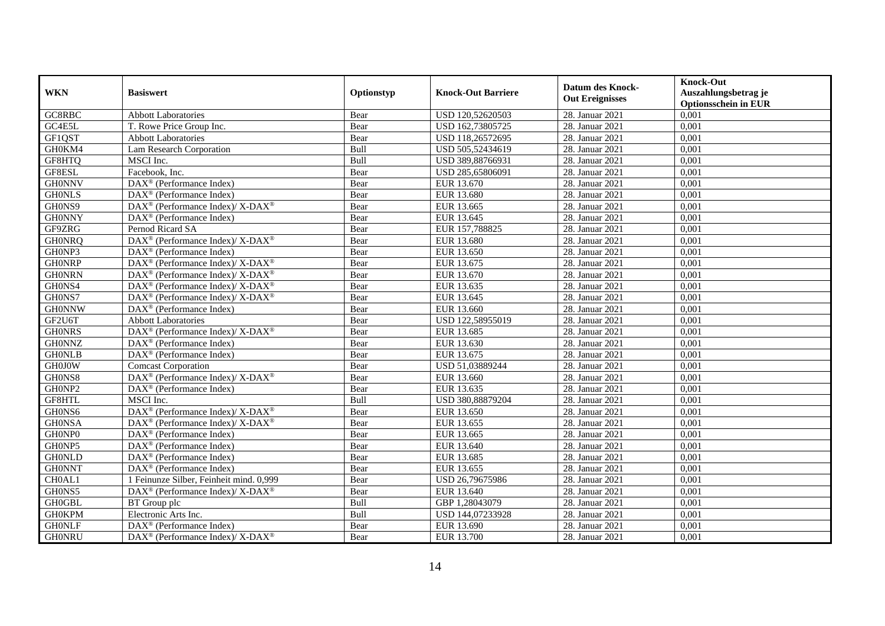| WKN | Basiswert | Optionstyp | Knock-Out Barriere | Datum des Knock-Out Ereignisses | Knock-Out Auszahlungsbetrag je Optionsschein in EUR |
|---|---|---|---|---|---|
| GC8RBC | Abbott Laboratories | Bear | USD 120,52620503 | 28. Januar 2021 | 0,001 |
| GC4E5L | T. Rowe Price Group Inc. | Bear | USD 162,73805725 | 28. Januar 2021 | 0,001 |
| GF1QST | Abbott Laboratories | Bear | USD 118,26572695 | 28. Januar 2021 | 0,001 |
| GH0KM4 | Lam Research Corporation | Bull | USD 505,52434619 | 28. Januar 2021 | 0,001 |
| GF8HTQ | MSCI Inc. | Bull | USD 389,88766931 | 28. Januar 2021 | 0,001 |
| GF8ESL | Facebook, Inc. | Bear | USD 285,65806091 | 28. Januar 2021 | 0,001 |
| GH0NNV | DAX® (Performance Index) | Bear | EUR 13.670 | 28. Januar 2021 | 0,001 |
| GH0NLS | DAX® (Performance Index) | Bear | EUR 13.680 | 28. Januar 2021 | 0,001 |
| GH0NS9 | DAX® (Performance Index)/ X-DAX® | Bear | EUR 13.665 | 28. Januar 2021 | 0,001 |
| GH0NNY | DAX® (Performance Index) | Bear | EUR 13.645 | 28. Januar 2021 | 0,001 |
| GF9ZRG | Pernod Ricard SA | Bear | EUR 157,788825 | 28. Januar 2021 | 0,001 |
| GH0NRQ | DAX® (Performance Index)/ X-DAX® | Bear | EUR 13.680 | 28. Januar 2021 | 0,001 |
| GH0NP3 | DAX® (Performance Index) | Bear | EUR 13.650 | 28. Januar 2021 | 0,001 |
| GH0NRP | DAX® (Performance Index)/ X-DAX® | Bear | EUR 13.675 | 28. Januar 2021 | 0,001 |
| GH0NRN | DAX® (Performance Index)/ X-DAX® | Bear | EUR 13.670 | 28. Januar 2021 | 0,001 |
| GH0NS4 | DAX® (Performance Index)/ X-DAX® | Bear | EUR 13.635 | 28. Januar 2021 | 0,001 |
| GH0NS7 | DAX® (Performance Index)/ X-DAX® | Bear | EUR 13.645 | 28. Januar 2021 | 0,001 |
| GH0NNW | DAX® (Performance Index) | Bear | EUR 13.660 | 28. Januar 2021 | 0,001 |
| GF2U6T | Abbott Laboratories | Bear | USD 122,58955019 | 28. Januar 2021 | 0,001 |
| GH0NRS | DAX® (Performance Index)/ X-DAX® | Bear | EUR 13.685 | 28. Januar 2021 | 0,001 |
| GH0NNZ | DAX® (Performance Index) | Bear | EUR 13.630 | 28. Januar 2021 | 0,001 |
| GH0NLB | DAX® (Performance Index) | Bear | EUR 13.675 | 28. Januar 2021 | 0,001 |
| GH0J0W | Comcast Corporation | Bear | USD 51,03889244 | 28. Januar 2021 | 0,001 |
| GH0NS8 | DAX® (Performance Index)/ X-DAX® | Bear | EUR 13.660 | 28. Januar 2021 | 0,001 |
| GH0NP2 | DAX® (Performance Index) | Bear | EUR 13.635 | 28. Januar 2021 | 0,001 |
| GF8HTL | MSCI Inc. | Bull | USD 380,88879204 | 28. Januar 2021 | 0,001 |
| GH0NS6 | DAX® (Performance Index)/ X-DAX® | Bear | EUR 13.650 | 28. Januar 2021 | 0,001 |
| GH0NSA | DAX® (Performance Index)/ X-DAX® | Bear | EUR 13.655 | 28. Januar 2021 | 0,001 |
| GH0NP0 | DAX® (Performance Index) | Bear | EUR 13.665 | 28. Januar 2021 | 0,001 |
| GH0NP5 | DAX® (Performance Index) | Bear | EUR 13.640 | 28. Januar 2021 | 0,001 |
| GH0NLD | DAX® (Performance Index) | Bear | EUR 13.685 | 28. Januar 2021 | 0,001 |
| GH0NNT | DAX® (Performance Index) | Bear | EUR 13.655 | 28. Januar 2021 | 0,001 |
| CH0AL1 | 1 Feinunze Silber, Feinheit mind. 0,999 | Bear | USD 26,79675986 | 28. Januar 2021 | 0,001 |
| GH0NS5 | DAX® (Performance Index)/ X-DAX® | Bear | EUR 13.640 | 28. Januar 2021 | 0,001 |
| GH0GBL | BT Group plc | Bull | GBP 1,28043079 | 28. Januar 2021 | 0,001 |
| GH0KPM | Electronic Arts Inc. | Bull | USD 144,07233928 | 28. Januar 2021 | 0,001 |
| GH0NLF | DAX® (Performance Index) | Bear | EUR 13.690 | 28. Januar 2021 | 0,001 |
| GH0NRU | DAX® (Performance Index)/ X-DAX® | Bear | EUR 13.700 | 28. Januar 2021 | 0,001 |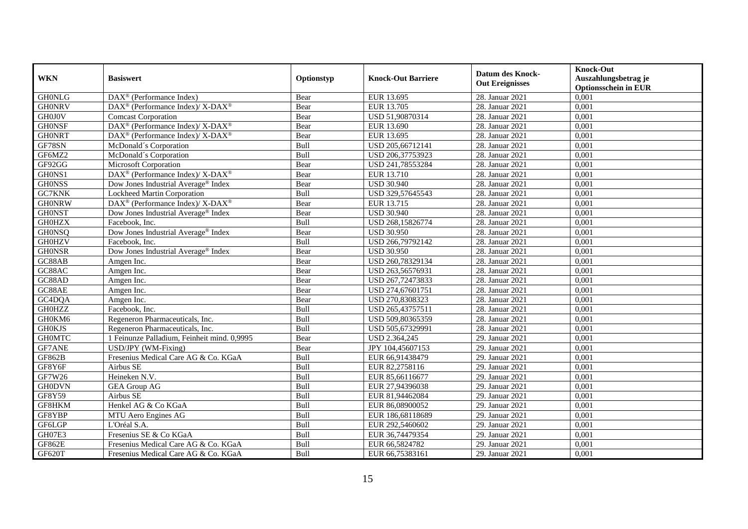| WKN | Basiswert | Optionstyp | Knock-Out Barriere | Datum des Knock-Out Ereignisses | Knock-Out Auszahlungsbetrag je Optionsschein in EUR |
|---|---|---|---|---|---|
| GH0NLG | DAX® (Performance Index) | Bear | EUR 13.695 | 28. Januar 2021 | 0,001 |
| GH0NRV | DAX® (Performance Index)/ X-DAX® | Bear | EUR 13.705 | 28. Januar 2021 | 0,001 |
| GH0J0V | Comcast Corporation | Bear | USD 51,90870314 | 28. Januar 2021 | 0,001 |
| GH0NSF | DAX® (Performance Index)/ X-DAX® | Bear | EUR 13.690 | 28. Januar 2021 | 0,001 |
| GH0NRT | DAX® (Performance Index)/ X-DAX® | Bear | EUR 13.695 | 28. Januar 2021 | 0,001 |
| GF78SN | McDonald´s Corporation | Bull | USD 205,66712141 | 28. Januar 2021 | 0,001 |
| GF6MZ2 | McDonald´s Corporation | Bull | USD 206,37753923 | 28. Januar 2021 | 0,001 |
| GF92GG | Microsoft Corporation | Bear | USD 241,78553284 | 28. Januar 2021 | 0,001 |
| GH0NS1 | DAX® (Performance Index)/ X-DAX® | Bear | EUR 13.710 | 28. Januar 2021 | 0,001 |
| GH0NSS | Dow Jones Industrial Average® Index | Bear | USD 30.940 | 28. Januar 2021 | 0,001 |
| GC7KNK | Lockheed Martin Corporation | Bull | USD 329,57645543 | 28. Januar 2021 | 0,001 |
| GH0NRW | DAX® (Performance Index)/ X-DAX® | Bear | EUR 13.715 | 28. Januar 2021 | 0,001 |
| GH0NST | Dow Jones Industrial Average® Index | Bear | USD 30.940 | 28. Januar 2021 | 0,001 |
| GH0HZX | Facebook, Inc. | Bull | USD 268,15826774 | 28. Januar 2021 | 0,001 |
| GH0NSQ | Dow Jones Industrial Average® Index | Bear | USD 30.950 | 28. Januar 2021 | 0,001 |
| GH0HZV | Facebook, Inc. | Bull | USD 266,79792142 | 28. Januar 2021 | 0,001 |
| GH0NSR | Dow Jones Industrial Average® Index | Bear | USD 30.950 | 28. Januar 2021 | 0,001 |
| GC88AB | Amgen Inc. | Bear | USD 260,78329134 | 28. Januar 2021 | 0,001 |
| GC88AC | Amgen Inc. | Bear | USD 263,56576931 | 28. Januar 2021 | 0,001 |
| GC88AD | Amgen Inc. | Bear | USD 267,72473833 | 28. Januar 2021 | 0,001 |
| GC88AE | Amgen Inc. | Bear | USD 274,67601751 | 28. Januar 2021 | 0,001 |
| GC4DQA | Amgen Inc. | Bear | USD 270,8308323 | 28. Januar 2021 | 0,001 |
| GH0HZZ | Facebook, Inc. | Bull | USD 265,43757511 | 28. Januar 2021 | 0,001 |
| GH0KM6 | Regeneron Pharmaceuticals, Inc. | Bull | USD 509,80365359 | 28. Januar 2021 | 0,001 |
| GH0KJS | Regeneron Pharmaceuticals, Inc. | Bull | USD 505,67329991 | 28. Januar 2021 | 0,001 |
| GH0MTC | 1 Feinunze Palladium, Feinheit mind. 0,9995 | Bear | USD 2.364,245 | 29. Januar 2021 | 0,001 |
| GF7ANE | USD/JPY (WM-Fixing) | Bear | JPY 104,45607153 | 29. Januar 2021 | 0,001 |
| GF862B | Fresenius Medical Care AG & Co. KGaA | Bull | EUR 66,91438479 | 29. Januar 2021 | 0,001 |
| GF8Y6F | Airbus SE | Bull | EUR 82,2758116 | 29. Januar 2021 | 0,001 |
| GF7W26 | Heineken N.V. | Bull | EUR 85,66116677 | 29. Januar 2021 | 0,001 |
| GH0DVN | GEA Group AG | Bull | EUR 27,94396038 | 29. Januar 2021 | 0,001 |
| GF8Y59 | Airbus SE | Bull | EUR 81,94462084 | 29. Januar 2021 | 0,001 |
| GF8HKM | Henkel AG & Co KGaA | Bull | EUR 86,08900052 | 29. Januar 2021 | 0,001 |
| GF8YBP | MTU Aero Engines AG | Bull | EUR 186,68118689 | 29. Januar 2021 | 0,001 |
| GF6LGP | L'Oréal S.A. | Bull | EUR 292,5460602 | 29. Januar 2021 | 0,001 |
| GH07E3 | Fresenius SE & Co KGaA | Bull | EUR 36,74479354 | 29. Januar 2021 | 0,001 |
| GF862E | Fresenius Medical Care AG & Co. KGaA | Bull | EUR 66,5824782 | 29. Januar 2021 | 0,001 |
| GF620T | Fresenius Medical Care AG & Co. KGaA | Bull | EUR 66,75383161 | 29. Januar 2021 | 0,001 |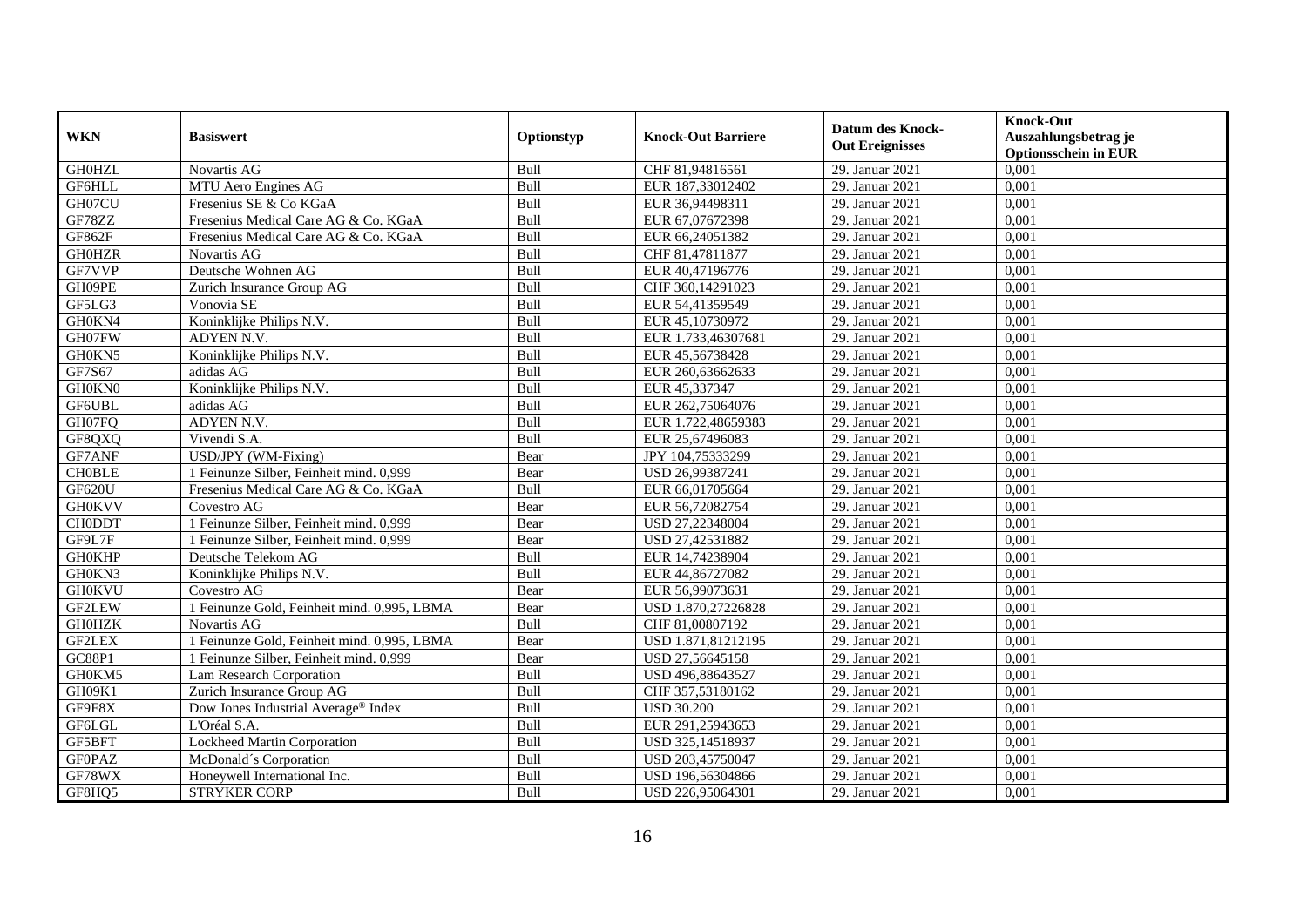| WKN | Basiswert | Optionstyp | Knock-Out Barriere | Datum des Knock-Out Ereignisses | Knock-Out Auszahlungsbetrag je Optionsschein in EUR |
|---|---|---|---|---|---|
| GH0HZL | Novartis AG | Bull | CHF 81,94816561 | 29. Januar 2021 | 0,001 |
| GF6HLL | MTU Aero Engines AG | Bull | EUR 187,33012402 | 29. Januar 2021 | 0,001 |
| GH07CU | Fresenius SE & Co KGaA | Bull | EUR 36,94498311 | 29. Januar 2021 | 0,001 |
| GF78ZZ | Fresenius Medical Care AG & Co. KGaA | Bull | EUR 67,07672398 | 29. Januar 2021 | 0,001 |
| GF862F | Fresenius Medical Care AG & Co. KGaA | Bull | EUR 66,24051382 | 29. Januar 2021 | 0,001 |
| GH0HZR | Novartis AG | Bull | CHF 81,47811877 | 29. Januar 2021 | 0,001 |
| GF7VVP | Deutsche Wohnen AG | Bull | EUR 40,47196776 | 29. Januar 2021 | 0,001 |
| GH09PE | Zurich Insurance Group AG | Bull | CHF 360,14291023 | 29. Januar 2021 | 0,001 |
| GF5LG3 | Vonovia SE | Bull | EUR 54,41359549 | 29. Januar 2021 | 0,001 |
| GH0KN4 | Koninklijke Philips N.V. | Bull | EUR 45,10730972 | 29. Januar 2021 | 0,001 |
| GH07FW | ADYEN N.V. | Bull | EUR 1.733,46307681 | 29. Januar 2021 | 0,001 |
| GH0KN5 | Koninklijke Philips N.V. | Bull | EUR 45,56738428 | 29. Januar 2021 | 0,001 |
| GF7S67 | adidas AG | Bull | EUR 260,63662633 | 29. Januar 2021 | 0,001 |
| GH0KN0 | Koninklijke Philips N.V. | Bull | EUR 45,337347 | 29. Januar 2021 | 0,001 |
| GF6UBL | adidas AG | Bull | EUR 262,75064076 | 29. Januar 2021 | 0,001 |
| GH07FQ | ADYEN N.V. | Bull | EUR 1.722,48659383 | 29. Januar 2021 | 0,001 |
| GF8QXQ | Vivendi S.A. | Bull | EUR 25,67496083 | 29. Januar 2021 | 0,001 |
| GF7ANF | USD/JPY (WM-Fixing) | Bear | JPY 104,75333299 | 29. Januar 2021 | 0,001 |
| CH0BLE | 1 Feinunze Silber, Feinheit mind. 0,999 | Bear | USD 26,99387241 | 29. Januar 2021 | 0,001 |
| GF620U | Fresenius Medical Care AG & Co. KGaA | Bull | EUR 66,01705664 | 29. Januar 2021 | 0,001 |
| GH0KVV | Covestro AG | Bear | EUR 56,72082754 | 29. Januar 2021 | 0,001 |
| CH0DDT | 1 Feinunze Silber, Feinheit mind. 0,999 | Bear | USD 27,22348004 | 29. Januar 2021 | 0,001 |
| GF9L7F | 1 Feinunze Silber, Feinheit mind. 0,999 | Bear | USD 27,42531882 | 29. Januar 2021 | 0,001 |
| GH0KHP | Deutsche Telekom AG | Bull | EUR 14,74238904 | 29. Januar 2021 | 0,001 |
| GH0KN3 | Koninklijke Philips N.V. | Bull | EUR 44,86727082 | 29. Januar 2021 | 0,001 |
| GH0KVU | Covestro AG | Bear | EUR 56,99073631 | 29. Januar 2021 | 0,001 |
| GF2LEW | 1 Feinunze Gold, Feinheit mind. 0,995, LBMA | Bear | USD 1.870,27226828 | 29. Januar 2021 | 0,001 |
| GH0HZK | Novartis AG | Bull | CHF 81,00807192 | 29. Januar 2021 | 0,001 |
| GF2LEX | 1 Feinunze Gold, Feinheit mind. 0,995, LBMA | Bear | USD 1.871,81212195 | 29. Januar 2021 | 0,001 |
| GC88P1 | 1 Feinunze Silber, Feinheit mind. 0,999 | Bear | USD 27,56645158 | 29. Januar 2021 | 0,001 |
| GH0KM5 | Lam Research Corporation | Bull | USD 496,88643527 | 29. Januar 2021 | 0,001 |
| GH09K1 | Zurich Insurance Group AG | Bull | CHF 357,53180162 | 29. Januar 2021 | 0,001 |
| GF9F8X | Dow Jones Industrial Average® Index | Bull | USD 30.200 | 29. Januar 2021 | 0,001 |
| GF6LGL | L'Oréal S.A. | Bull | EUR 291,25943653 | 29. Januar 2021 | 0,001 |
| GF5BFT | Lockheed Martin Corporation | Bull | USD 325,14518937 | 29. Januar 2021 | 0,001 |
| GF0PAZ | McDonald´s Corporation | Bull | USD 203,45750047 | 29. Januar 2021 | 0,001 |
| GF78WX | Honeywell International Inc. | Bull | USD 196,56304866 | 29. Januar 2021 | 0,001 |
| GF8HQ5 | STRYKER CORP | Bull | USD 226,95064301 | 29. Januar 2021 | 0,001 |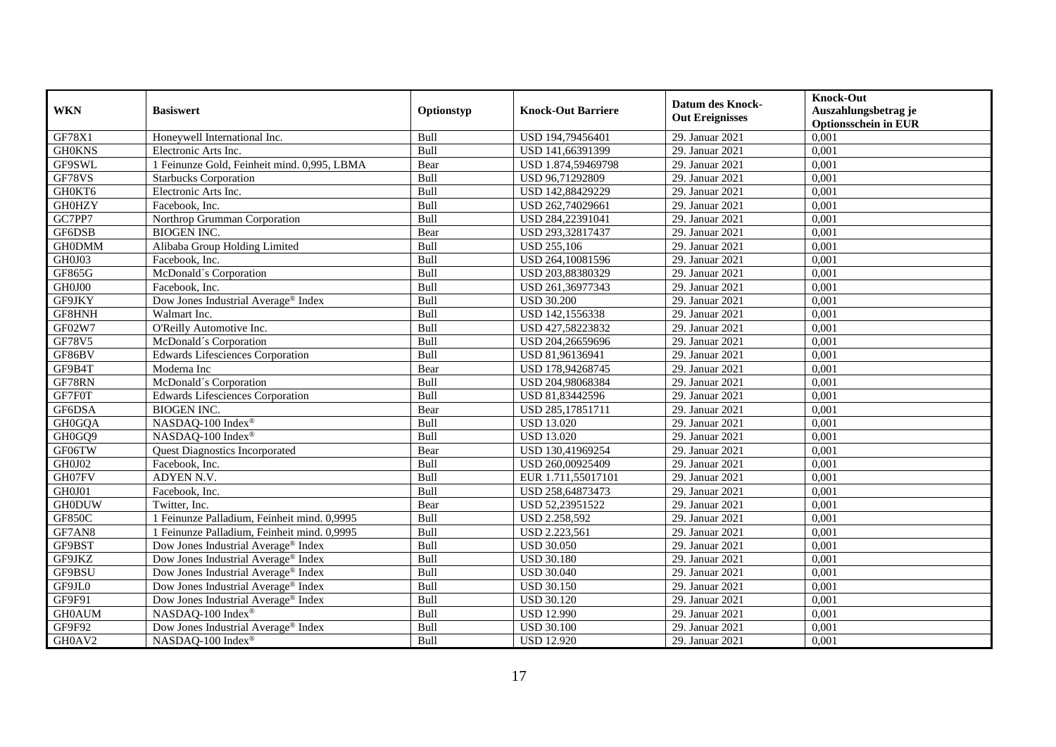| WKN | Basiswert | Optionstyp | Knock-Out Barriere | Datum des Knock-Out Ereignisses | Knock-Out Auszahlungsbetrag je Optionsschein in EUR |
|---|---|---|---|---|---|
| GF78X1 | Honeywell International Inc. | Bull | USD 194,79456401 | 29. Januar 2021 | 0,001 |
| GH0KNS | Electronic Arts Inc. | Bull | USD 141,66391399 | 29. Januar 2021 | 0,001 |
| GF9SWL | 1 Feinunze Gold, Feinheit mind. 0,995, LBMA | Bear | USD 1.874,59469798 | 29. Januar 2021 | 0,001 |
| GF78VS | Starbucks Corporation | Bull | USD 96,71292809 | 29. Januar 2021 | 0,001 |
| GH0KT6 | Electronic Arts Inc. | Bull | USD 142,88429229 | 29. Januar 2021 | 0,001 |
| GH0HZY | Facebook, Inc. | Bull | USD 262,74029661 | 29. Januar 2021 | 0,001 |
| GC7PP7 | Northrop Grumman Corporation | Bull | USD 284,22391041 | 29. Januar 2021 | 0,001 |
| GF6DSB | BIOGEN INC. | Bear | USD 293,32817437 | 29. Januar 2021 | 0,001 |
| GH0DMM | Alibaba Group Holding Limited | Bull | USD 255,106 | 29. Januar 2021 | 0,001 |
| GH0J03 | Facebook, Inc. | Bull | USD 264,10081596 | 29. Januar 2021 | 0,001 |
| GF865G | McDonald´s Corporation | Bull | USD 203,88380329 | 29. Januar 2021 | 0,001 |
| GH0J00 | Facebook, Inc. | Bull | USD 261,36977343 | 29. Januar 2021 | 0,001 |
| GF9JKY | Dow Jones Industrial Average® Index | Bull | USD 30.200 | 29. Januar 2021 | 0,001 |
| GF8HNH | Walmart Inc. | Bull | USD 142,1556338 | 29. Januar 2021 | 0,001 |
| GF02W7 | O'Reilly Automotive Inc. | Bull | USD 427,58223832 | 29. Januar 2021 | 0,001 |
| GF78V5 | McDonald´s Corporation | Bull | USD 204,26659696 | 29. Januar 2021 | 0,001 |
| GF86BV | Edwards Lifesciences Corporation | Bull | USD 81,96136941 | 29. Januar 2021 | 0,001 |
| GF9B4T | Moderna Inc | Bear | USD 178,94268745 | 29. Januar 2021 | 0,001 |
| GF78RN | McDonald´s Corporation | Bull | USD 204,98068384 | 29. Januar 2021 | 0,001 |
| GF7F0T | Edwards Lifesciences Corporation | Bull | USD 81,83442596 | 29. Januar 2021 | 0,001 |
| GF6DSA | BIOGEN INC. | Bear | USD 285,17851711 | 29. Januar 2021 | 0,001 |
| GH0GQA | NASDAQ-100 Index® | Bull | USD 13.020 | 29. Januar 2021 | 0,001 |
| GH0GQ9 | NASDAQ-100 Index® | Bull | USD 13.020 | 29. Januar 2021 | 0,001 |
| GF06TW | Quest Diagnostics Incorporated | Bear | USD 130,41969254 | 29. Januar 2021 | 0,001 |
| GH0J02 | Facebook, Inc. | Bull | USD 260,00925409 | 29. Januar 2021 | 0,001 |
| GH07FV | ADYEN N.V. | Bull | EUR 1.711,55017101 | 29. Januar 2021 | 0,001 |
| GH0J01 | Facebook, Inc. | Bull | USD 258,64873473 | 29. Januar 2021 | 0,001 |
| GH0DUW | Twitter, Inc. | Bear | USD 52,23951522 | 29. Januar 2021 | 0,001 |
| GF850C | 1 Feinunze Palladium, Feinheit mind. 0,9995 | Bull | USD 2.258,592 | 29. Januar 2021 | 0,001 |
| GF7AN8 | 1 Feinunze Palladium, Feinheit mind. 0,9995 | Bull | USD 2.223,561 | 29. Januar 2021 | 0,001 |
| GF9BST | Dow Jones Industrial Average® Index | Bull | USD 30.050 | 29. Januar 2021 | 0,001 |
| GF9JKZ | Dow Jones Industrial Average® Index | Bull | USD 30.180 | 29. Januar 2021 | 0,001 |
| GF9BSU | Dow Jones Industrial Average® Index | Bull | USD 30.040 | 29. Januar 2021 | 0,001 |
| GF9JL0 | Dow Jones Industrial Average® Index | Bull | USD 30.150 | 29. Januar 2021 | 0,001 |
| GF9F91 | Dow Jones Industrial Average® Index | Bull | USD 30.120 | 29. Januar 2021 | 0,001 |
| GH0AUM | NASDAQ-100 Index® | Bull | USD 12.990 | 29. Januar 2021 | 0,001 |
| GF9F92 | Dow Jones Industrial Average® Index | Bull | USD 30.100 | 29. Januar 2021 | 0,001 |
| GH0AV2 | NASDAQ-100 Index® | Bull | USD 12.920 | 29. Januar 2021 | 0,001 |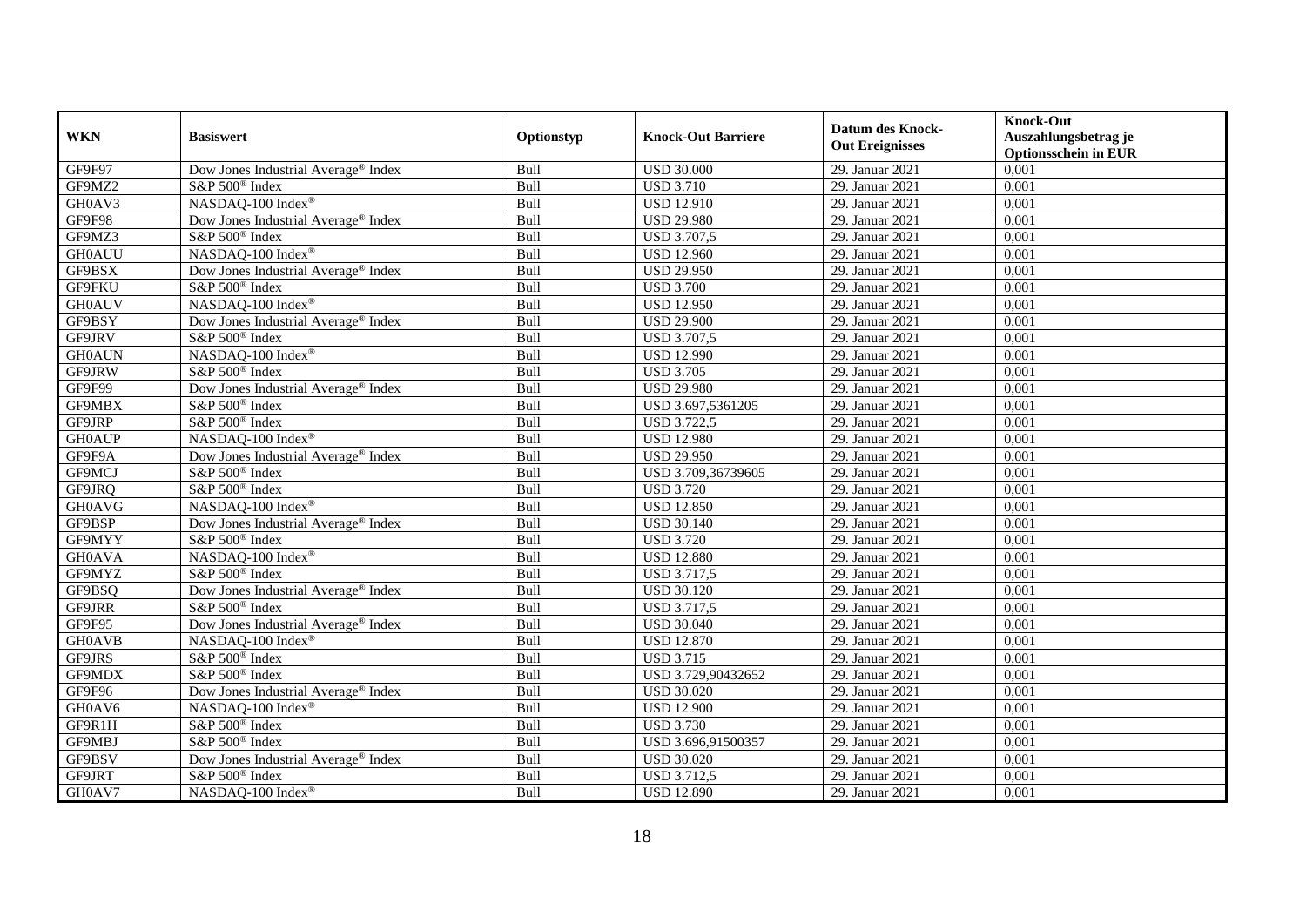| WKN | Basiswert | Optionstyp | Knock-Out Barriere | Datum des Knock-Out Ereignisses | Knock-Out Auszahlungsbetrag je Optionsschein in EUR |
|---|---|---|---|---|---|
| GF9F97 | Dow Jones Industrial Average® Index | Bull | USD 30.000 | 29. Januar 2021 | 0,001 |
| GF9MZ2 | S&P 500® Index | Bull | USD 3.710 | 29. Januar 2021 | 0,001 |
| GH0AV3 | NASDAQ-100 Index® | Bull | USD 12.910 | 29. Januar 2021 | 0,001 |
| GF9F98 | Dow Jones Industrial Average® Index | Bull | USD 29.980 | 29. Januar 2021 | 0,001 |
| GF9MZ3 | S&P 500® Index | Bull | USD 3.707,5 | 29. Januar 2021 | 0,001 |
| GH0AUU | NASDAQ-100 Index® | Bull | USD 12.960 | 29. Januar 2021 | 0,001 |
| GF9BSX | Dow Jones Industrial Average® Index | Bull | USD 29.950 | 29. Januar 2021 | 0,001 |
| GF9FKU | S&P 500® Index | Bull | USD 3.700 | 29. Januar 2021 | 0,001 |
| GH0AUV | NASDAQ-100 Index® | Bull | USD 12.950 | 29. Januar 2021 | 0,001 |
| GF9BSY | Dow Jones Industrial Average® Index | Bull | USD 29.900 | 29. Januar 2021 | 0,001 |
| GF9JRV | S&P 500® Index | Bull | USD 3.707,5 | 29. Januar 2021 | 0,001 |
| GH0AUN | NASDAQ-100 Index® | Bull | USD 12.990 | 29. Januar 2021 | 0,001 |
| GF9JRW | S&P 500® Index | Bull | USD 3.705 | 29. Januar 2021 | 0,001 |
| GF9F99 | Dow Jones Industrial Average® Index | Bull | USD 29.980 | 29. Januar 2021 | 0,001 |
| GF9MBX | S&P 500® Index | Bull | USD 3.697,5361205 | 29. Januar 2021 | 0,001 |
| GF9JRP | S&P 500® Index | Bull | USD 3.722,5 | 29. Januar 2021 | 0,001 |
| GH0AUP | NASDAQ-100 Index® | Bull | USD 12.980 | 29. Januar 2021 | 0,001 |
| GF9F9A | Dow Jones Industrial Average® Index | Bull | USD 29.950 | 29. Januar 2021 | 0,001 |
| GF9MCJ | S&P 500® Index | Bull | USD 3.709,36739605 | 29. Januar 2021 | 0,001 |
| GF9JRQ | S&P 500® Index | Bull | USD 3.720 | 29. Januar 2021 | 0,001 |
| GH0AVG | NASDAQ-100 Index® | Bull | USD 12.850 | 29. Januar 2021 | 0,001 |
| GF9BSP | Dow Jones Industrial Average® Index | Bull | USD 30.140 | 29. Januar 2021 | 0,001 |
| GF9MYY | S&P 500® Index | Bull | USD 3.720 | 29. Januar 2021 | 0,001 |
| GH0AVA | NASDAQ-100 Index® | Bull | USD 12.880 | 29. Januar 2021 | 0,001 |
| GF9MYZ | S&P 500® Index | Bull | USD 3.717,5 | 29. Januar 2021 | 0,001 |
| GF9BSQ | Dow Jones Industrial Average® Index | Bull | USD 30.120 | 29. Januar 2021 | 0,001 |
| GF9JRR | S&P 500® Index | Bull | USD 3.717,5 | 29. Januar 2021 | 0,001 |
| GF9F95 | Dow Jones Industrial Average® Index | Bull | USD 30.040 | 29. Januar 2021 | 0,001 |
| GH0AVB | NASDAQ-100 Index® | Bull | USD 12.870 | 29. Januar 2021 | 0,001 |
| GF9JRS | S&P 500® Index | Bull | USD 3.715 | 29. Januar 2021 | 0,001 |
| GF9MDX | S&P 500® Index | Bull | USD 3.729,90432652 | 29. Januar 2021 | 0,001 |
| GF9F96 | Dow Jones Industrial Average® Index | Bull | USD 30.020 | 29. Januar 2021 | 0,001 |
| GH0AV6 | NASDAQ-100 Index® | Bull | USD 12.900 | 29. Januar 2021 | 0,001 |
| GF9R1H | S&P 500® Index | Bull | USD 3.730 | 29. Januar 2021 | 0,001 |
| GF9MBJ | S&P 500® Index | Bull | USD 3.696,91500357 | 29. Januar 2021 | 0,001 |
| GF9BSV | Dow Jones Industrial Average® Index | Bull | USD 30.020 | 29. Januar 2021 | 0,001 |
| GF9JRT | S&P 500® Index | Bull | USD 3.712,5 | 29. Januar 2021 | 0,001 |
| GH0AV7 | NASDAQ-100 Index® | Bull | USD 12.890 | 29. Januar 2021 | 0,001 |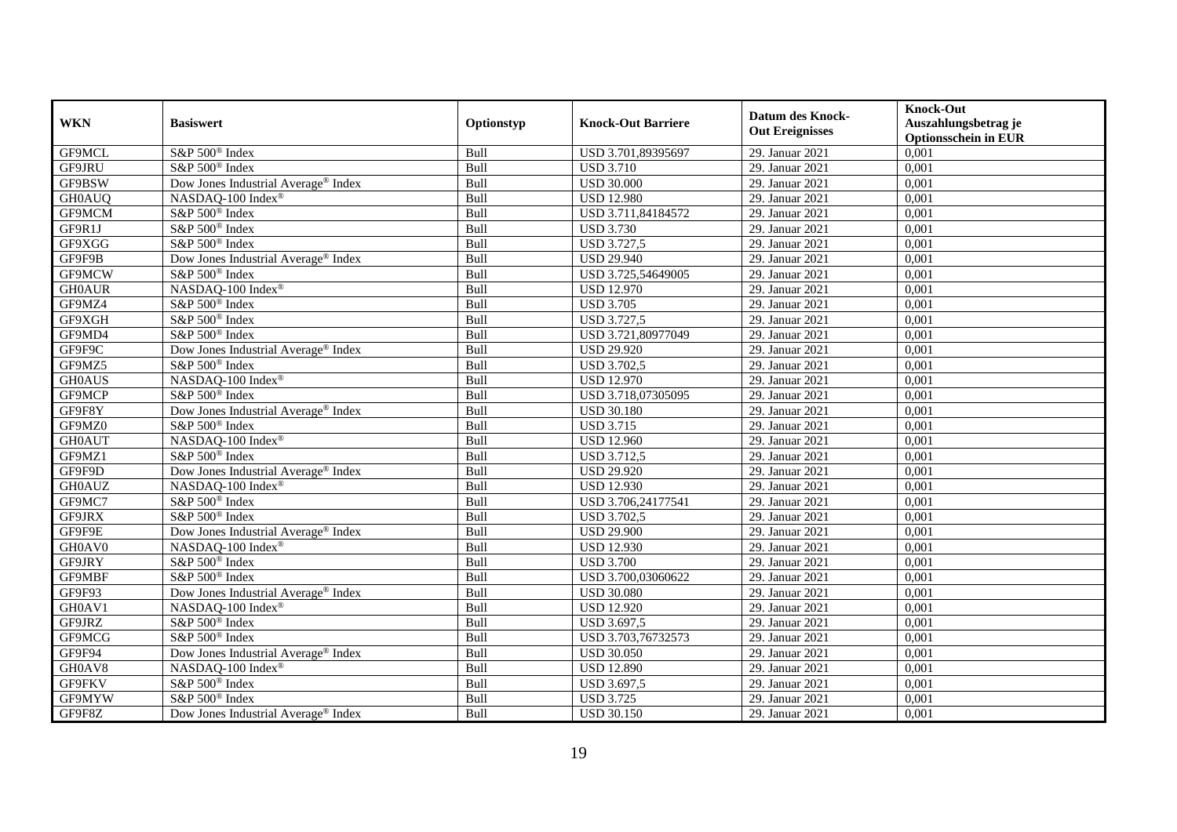| WKN | Basiswert | Optionstyp | Knock-Out Barriere | Datum des Knock-Out Ereignisses | Knock-Out Auszahlungsbetrag je Optionsschein in EUR |
|---|---|---|---|---|---|
| GF9MCL | S&P 500® Index | Bull | USD 3.701,89395697 | 29. Januar 2021 | 0,001 |
| GF9JRU | S&P 500® Index | Bull | USD 3.710 | 29. Januar 2021 | 0,001 |
| GF9BSW | Dow Jones Industrial Average® Index | Bull | USD 30.000 | 29. Januar 2021 | 0,001 |
| GH0AUQ | NASDAQ-100 Index® | Bull | USD 12.980 | 29. Januar 2021 | 0,001 |
| GF9MCM | S&P 500® Index | Bull | USD 3.711,84184572 | 29. Januar 2021 | 0,001 |
| GF9R1J | S&P 500® Index | Bull | USD 3.730 | 29. Januar 2021 | 0,001 |
| GF9XGG | S&P 500® Index | Bull | USD 3.727,5 | 29. Januar 2021 | 0,001 |
| GF9F9B | Dow Jones Industrial Average® Index | Bull | USD 29.940 | 29. Januar 2021 | 0,001 |
| GF9MCW | S&P 500® Index | Bull | USD 3.725,54649005 | 29. Januar 2021 | 0,001 |
| GH0AUR | NASDAQ-100 Index® | Bull | USD 12.970 | 29. Januar 2021 | 0,001 |
| GF9MZ4 | S&P 500® Index | Bull | USD 3.705 | 29. Januar 2021 | 0,001 |
| GF9XGH | S&P 500® Index | Bull | USD 3.727,5 | 29. Januar 2021 | 0,001 |
| GF9MD4 | S&P 500® Index | Bull | USD 3.721,80977049 | 29. Januar 2021 | 0,001 |
| GF9F9C | Dow Jones Industrial Average® Index | Bull | USD 29.920 | 29. Januar 2021 | 0,001 |
| GF9MZ5 | S&P 500® Index | Bull | USD 3.702,5 | 29. Januar 2021 | 0,001 |
| GH0AUS | NASDAQ-100 Index® | Bull | USD 12.970 | 29. Januar 2021 | 0,001 |
| GF9MCP | S&P 500® Index | Bull | USD 3.718,07305095 | 29. Januar 2021 | 0,001 |
| GF9F8Y | Dow Jones Industrial Average® Index | Bull | USD 30.180 | 29. Januar 2021 | 0,001 |
| GF9MZ0 | S&P 500® Index | Bull | USD 3.715 | 29. Januar 2021 | 0,001 |
| GH0AUT | NASDAQ-100 Index® | Bull | USD 12.960 | 29. Januar 2021 | 0,001 |
| GF9MZ1 | S&P 500® Index | Bull | USD 3.712,5 | 29. Januar 2021 | 0,001 |
| GF9F9D | Dow Jones Industrial Average® Index | Bull | USD 29.920 | 29. Januar 2021 | 0,001 |
| GH0AUZ | NASDAQ-100 Index® | Bull | USD 12.930 | 29. Januar 2021 | 0,001 |
| GF9MC7 | S&P 500® Index | Bull | USD 3.706,24177541 | 29. Januar 2021 | 0,001 |
| GF9JRX | S&P 500® Index | Bull | USD 3.702,5 | 29. Januar 2021 | 0,001 |
| GF9F9E | Dow Jones Industrial Average® Index | Bull | USD 29.900 | 29. Januar 2021 | 0,001 |
| GH0AV0 | NASDAQ-100 Index® | Bull | USD 12.930 | 29. Januar 2021 | 0,001 |
| GF9JRY | S&P 500® Index | Bull | USD 3.700 | 29. Januar 2021 | 0,001 |
| GF9MBF | S&P 500® Index | Bull | USD 3.700,03060622 | 29. Januar 2021 | 0,001 |
| GF9F93 | Dow Jones Industrial Average® Index | Bull | USD 30.080 | 29. Januar 2021 | 0,001 |
| GH0AV1 | NASDAQ-100 Index® | Bull | USD 12.920 | 29. Januar 2021 | 0,001 |
| GF9JRZ | S&P 500® Index | Bull | USD 3.697,5 | 29. Januar 2021 | 0,001 |
| GF9MCG | S&P 500® Index | Bull | USD 3.703,76732573 | 29. Januar 2021 | 0,001 |
| GF9F94 | Dow Jones Industrial Average® Index | Bull | USD 30.050 | 29. Januar 2021 | 0,001 |
| GH0AV8 | NASDAQ-100 Index® | Bull | USD 12.890 | 29. Januar 2021 | 0,001 |
| GF9FKV | S&P 500® Index | Bull | USD 3.697,5 | 29. Januar 2021 | 0,001 |
| GF9MYW | S&P 500® Index | Bull | USD 3.725 | 29. Januar 2021 | 0,001 |
| GF9F8Z | Dow Jones Industrial Average® Index | Bull | USD 30.150 | 29. Januar 2021 | 0,001 |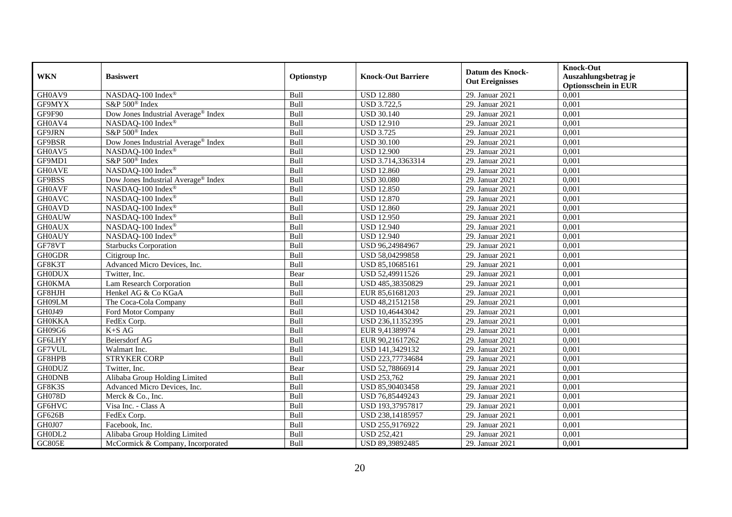| WKN | Basiswert | Optionstyp | Knock-Out Barriere | Datum des Knock-Out Ereignisses | Knock-Out Auszahlungsbetrag je Optionsschein in EUR |
|---|---|---|---|---|---|
| GH0AV9 | NASDAQ-100 Index® | Bull | USD 12.880 | 29. Januar 2021 | 0,001 |
| GF9MYX | S&P 500® Index | Bull | USD 3.722,5 | 29. Januar 2021 | 0,001 |
| GF9F90 | Dow Jones Industrial Average® Index | Bull | USD 30.140 | 29. Januar 2021 | 0,001 |
| GH0AV4 | NASDAQ-100 Index® | Bull | USD 12.910 | 29. Januar 2021 | 0,001 |
| GF9JRN | S&P 500® Index | Bull | USD 3.725 | 29. Januar 2021 | 0,001 |
| GF9BSR | Dow Jones Industrial Average® Index | Bull | USD 30.100 | 29. Januar 2021 | 0,001 |
| GH0AV5 | NASDAQ-100 Index® | Bull | USD 12.900 | 29. Januar 2021 | 0,001 |
| GF9MD1 | S&P 500® Index | Bull | USD 3.714,3363314 | 29. Januar 2021 | 0,001 |
| GH0AVE | NASDAQ-100 Index® | Bull | USD 12.860 | 29. Januar 2021 | 0,001 |
| GF9BSS | Dow Jones Industrial Average® Index | Bull | USD 30.080 | 29. Januar 2021 | 0,001 |
| GH0AVF | NASDAQ-100 Index® | Bull | USD 12.850 | 29. Januar 2021 | 0,001 |
| GH0AVC | NASDAQ-100 Index® | Bull | USD 12.870 | 29. Januar 2021 | 0,001 |
| GH0AVD | NASDAQ-100 Index® | Bull | USD 12.860 | 29. Januar 2021 | 0,001 |
| GH0AUW | NASDAQ-100 Index® | Bull | USD 12.950 | 29. Januar 2021 | 0,001 |
| GH0AUX | NASDAQ-100 Index® | Bull | USD 12.940 | 29. Januar 2021 | 0,001 |
| GH0AUY | NASDAQ-100 Index® | Bull | USD 12.940 | 29. Januar 2021 | 0,001 |
| GF78VT | Starbucks Corporation | Bull | USD 96,24984967 | 29. Januar 2021 | 0,001 |
| GH0GDR | Citigroup Inc. | Bull | USD 58,04299858 | 29. Januar 2021 | 0,001 |
| GF8K3T | Advanced Micro Devices, Inc. | Bull | USD 85,10685161 | 29. Januar 2021 | 0,001 |
| GH0DUX | Twitter, Inc. | Bear | USD 52,49911526 | 29. Januar 2021 | 0,001 |
| GH0KMA | Lam Research Corporation | Bull | USD 485,38350829 | 29. Januar 2021 | 0,001 |
| GF8HJH | Henkel AG & Co KGaA | Bull | EUR 85,61681203 | 29. Januar 2021 | 0,001 |
| GH09LM | The Coca-Cola Company | Bull | USD 48,21512158 | 29. Januar 2021 | 0,001 |
| GH0J49 | Ford Motor Company | Bull | USD 10,46443042 | 29. Januar 2021 | 0,001 |
| GH0KKA | FedEx Corp. | Bull | USD 236,11352395 | 29. Januar 2021 | 0,001 |
| GH09G6 | K+S AG | Bull | EUR 9,41389974 | 29. Januar 2021 | 0,001 |
| GF6LHY | Beiersdorf AG | Bull | EUR 90,21617262 | 29. Januar 2021 | 0,001 |
| GF7VUL | Walmart Inc. | Bull | USD 141,3429132 | 29. Januar 2021 | 0,001 |
| GF8HPB | STRYKER CORP | Bull | USD 223,77734684 | 29. Januar 2021 | 0,001 |
| GH0DUZ | Twitter, Inc. | Bear | USD 52,78866914 | 29. Januar 2021 | 0,001 |
| GH0DNB | Alibaba Group Holding Limited | Bull | USD 253,762 | 29. Januar 2021 | 0,001 |
| GF8K3S | Advanced Micro Devices, Inc. | Bull | USD 85,90403458 | 29. Januar 2021 | 0,001 |
| GH078D | Merck & Co., Inc. | Bull | USD 76,85449243 | 29. Januar 2021 | 0,001 |
| GF6HVC | Visa Inc. - Class A | Bull | USD 193,37957817 | 29. Januar 2021 | 0,001 |
| GF626B | FedEx Corp. | Bull | USD 238,14185957 | 29. Januar 2021 | 0,001 |
| GH0J07 | Facebook, Inc. | Bull | USD 255,9176922 | 29. Januar 2021 | 0,001 |
| GH0DL2 | Alibaba Group Holding Limited | Bull | USD 252,421 | 29. Januar 2021 | 0,001 |
| GC805E | McCormick & Company, Incorporated | Bull | USD 89,39892485 | 29. Januar 2021 | 0,001 |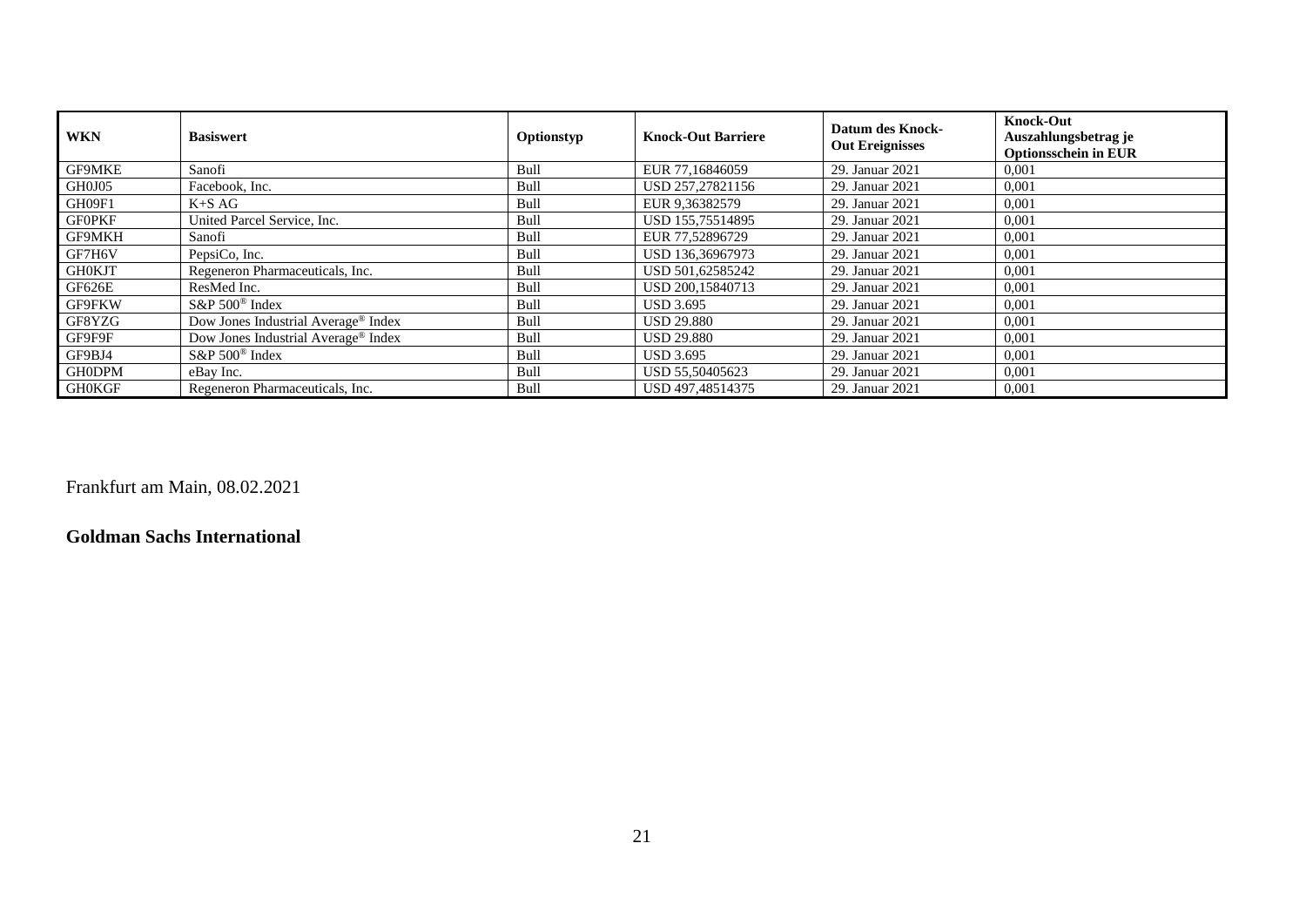| WKN | Basiswert | Optionstyp | Knock-Out Barriere | Datum des Knock-Out Ereignisses | Knock-Out Auszahlungsbetrag je Optionsschein in EUR |
|---|---|---|---|---|---|
| GF9MKE | Sanofi | Bull | EUR 77,16846059 | 29. Januar 2021 | 0,001 |
| GH0J05 | Facebook, Inc. | Bull | USD 257,27821156 | 29. Januar 2021 | 0,001 |
| GH09F1 | K+S AG | Bull | EUR 9,36382579 | 29. Januar 2021 | 0,001 |
| GF0PKF | United Parcel Service, Inc. | Bull | USD 155,75514895 | 29. Januar 2021 | 0,001 |
| GF9MKH | Sanofi | Bull | EUR 77,52896729 | 29. Januar 2021 | 0,001 |
| GF7H6V | PepsiCo, Inc. | Bull | USD 136,36967973 | 29. Januar 2021 | 0,001 |
| GH0KJT | Regeneron Pharmaceuticals, Inc. | Bull | USD 501,62585242 | 29. Januar 2021 | 0,001 |
| GF626E | ResMed Inc. | Bull | USD 200,15840713 | 29. Januar 2021 | 0,001 |
| GF9FKW | S&P 500® Index | Bull | USD 3.695 | 29. Januar 2021 | 0,001 |
| GF8YZG | Dow Jones Industrial Average® Index | Bull | USD 29.880 | 29. Januar 2021 | 0,001 |
| GF9F9F | Dow Jones Industrial Average® Index | Bull | USD 29.880 | 29. Januar 2021 | 0,001 |
| GF9BJ4 | S&P 500® Index | Bull | USD 3.695 | 29. Januar 2021 | 0,001 |
| GH0DPM | eBay Inc. | Bull | USD 55,50405623 | 29. Januar 2021 | 0,001 |
| GH0KGF | Regeneron Pharmaceuticals, Inc. | Bull | USD 497,48514375 | 29. Januar 2021 | 0,001 |

Frankfurt am Main, 08.02.2021

**Goldman Sachs International**